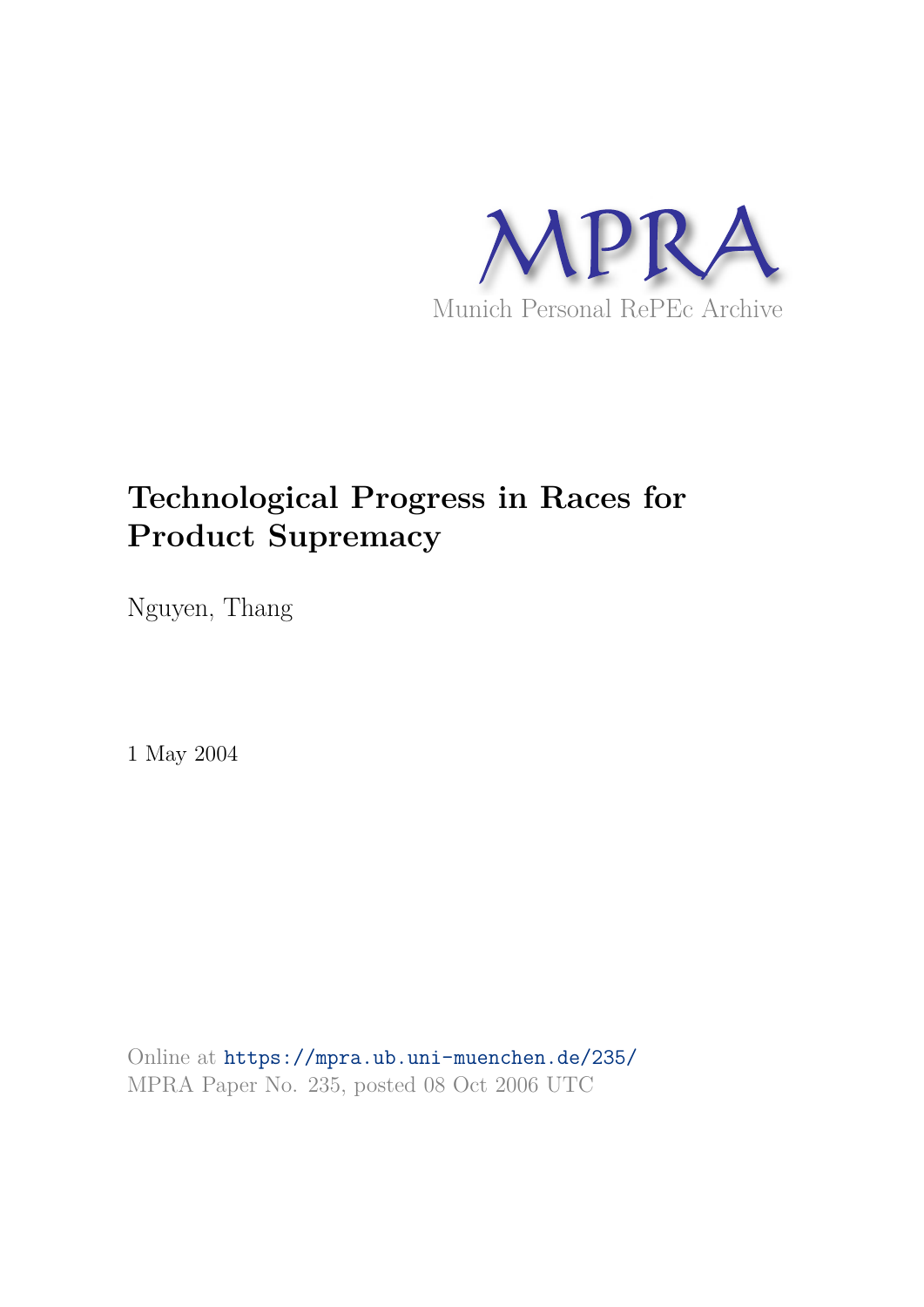MPRA

Munich Personal RePEc Archive

# Technological Progress in Races for Product Supremacy

Nguyen, Thang

1 May 2004

Online at https://mpra.ub.uni-muenchen.de/235/
MPRA Paper No. 235, posted 08 Oct 2006 UTC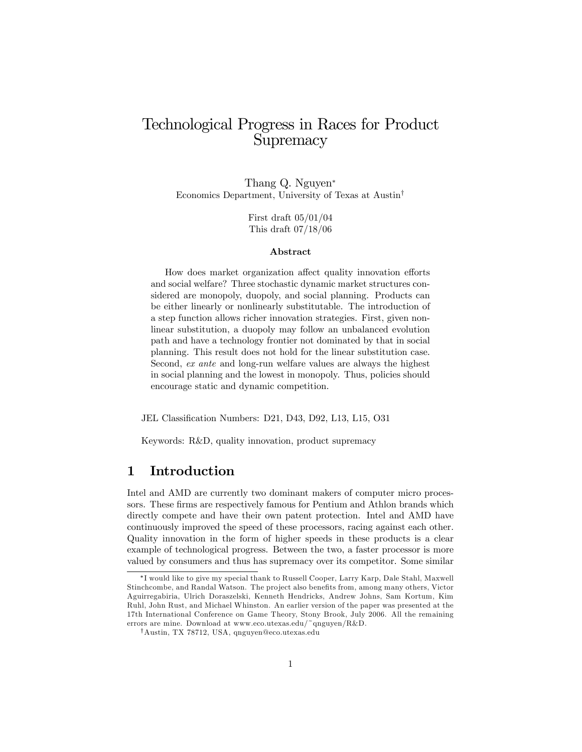# Technological Progress in Races for Product Supremacy

Thang Q. Nguyen*
Economics Department, University of Texas at Austin[†]

First draft 05/01/04
This draft 07/18/06

**Abstract**

How does market organization affect quality innovation efforts and social welfare? Three stochastic dynamic market structures considered are monopoly, duopoly, and social planning. Products can be either linearly or nonlinearly substitutable. The introduction of a step function allows richer innovation strategies. First, given nonlinear substitution, a duopoly may follow an unbalanced evolution path and have a technology frontier not dominated by that in social planning. This result does not hold for the linear substitution case. Second, *ex ante* and long-run welfare values are always the highest in social planning and the lowest in monopoly. Thus, policies should encourage static and dynamic competition.

JEL Classification Numbers: D21, D43, D92, L13, L15, O31

Keywords: R&D, quality innovation, product supremacy

## 1 Introduction

Intel and AMD are currently two dominant makers of computer micro processors. These firms are respectively famous for Pentium and Athlon brands which directly compete and have their own patent protection. Intel and AMD have continuously improved the speed of these processors, racing against each other. Quality innovation in the form of higher speeds in these products is a clear example of technological progress. Between the two, a faster processor is more valued by consumers and thus has supremacy over its competitor. Some similar

*I would like to give my special thank to Russell Cooper, Larry Karp, Dale Stahl, Maxwell Stinchcombe, and Randal Watson. The project also benefits from, among many others, Victor Aguirregabiria, Ulrich Doraszelski, Kenneth Hendricks, Andrew Johns, Sam Kortum, Kim Ruhl, John Rust, and Michael Whinston. An earlier version of the paper was presented at the 17th International Conference on Game Theory, Stony Brook, July 2006. All the remaining errors are mine. Download at www.eco.utexas.edu/~qnguyen/R&D.

[†]Austin, TX 78712, USA, qnguyen@eco.utexas.edu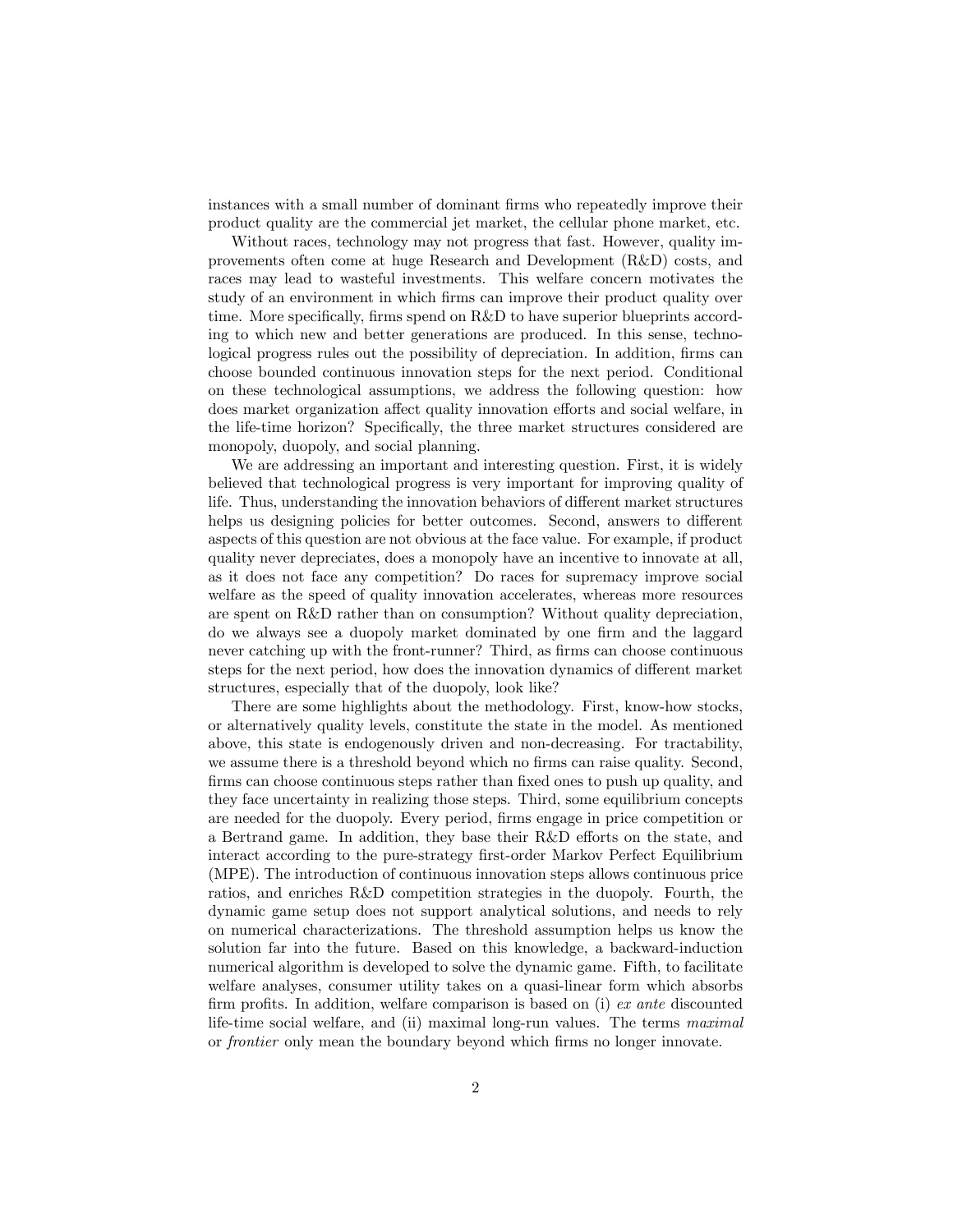instances with a small number of dominant firms who repeatedly improve their product quality are the commercial jet market, the cellular phone market, etc.

Without races, technology may not progress that fast. However, quality improvements often come at huge Research and Development (R&D) costs, and races may lead to wasteful investments. This welfare concern motivates the study of an environment in which firms can improve their product quality over time. More specifically, firms spend on R&D to have superior blueprints according to which new and better generations are produced. In this sense, technological progress rules out the possibility of depreciation. In addition, firms can choose bounded continuous innovation steps for the next period. Conditional on these technological assumptions, we address the following question: how does market organization affect quality innovation efforts and social welfare, in the life-time horizon? Specifically, the three market structures considered are monopoly, duopoly, and social planning.

We are addressing an important and interesting question. First, it is widely believed that technological progress is very important for improving quality of life. Thus, understanding the innovation behaviors of different market structures helps us designing policies for better outcomes. Second, answers to different aspects of this question are not obvious at the face value. For example, if product quality never depreciates, does a monopoly have an incentive to innovate at all, as it does not face any competition? Do races for supremacy improve social welfare as the speed of quality innovation accelerates, whereas more resources are spent on R&D rather than on consumption? Without quality depreciation, do we always see a duopoly market dominated by one firm and the laggard never catching up with the front-runner? Third, as firms can choose continuous steps for the next period, how does the innovation dynamics of different market structures, especially that of the duopoly, look like?

There are some highlights about the methodology. First, know-how stocks, or alternatively quality levels, constitute the state in the model. As mentioned above, this state is endogenously driven and non-decreasing. For tractability, we assume there is a threshold beyond which no firms can raise quality. Second, firms can choose continuous steps rather than fixed ones to push up quality, and they face uncertainty in realizing those steps. Third, some equilibrium concepts are needed for the duopoly. Every period, firms engage in price competition or a Bertrand game. In addition, they base their R&D efforts on the state, and interact according to the pure-strategy first-order Markov Perfect Equilibrium (MPE). The introduction of continuous innovation steps allows continuous price ratios, and enriches R&D competition strategies in the duopoly. Fourth, the dynamic game setup does not support analytical solutions, and needs to rely on numerical characterizations. The threshold assumption helps us know the solution far into the future. Based on this knowledge, a backward-induction numerical algorithm is developed to solve the dynamic game. Fifth, to facilitate welfare analyses, consumer utility takes on a quasi-linear form which absorbs firm profits. In addition, welfare comparison is based on (i) *ex ante* discounted life-time social welfare, and (ii) maximal long-run values. The terms *maximal* or *frontier* only mean the boundary beyond which firms no longer innovate.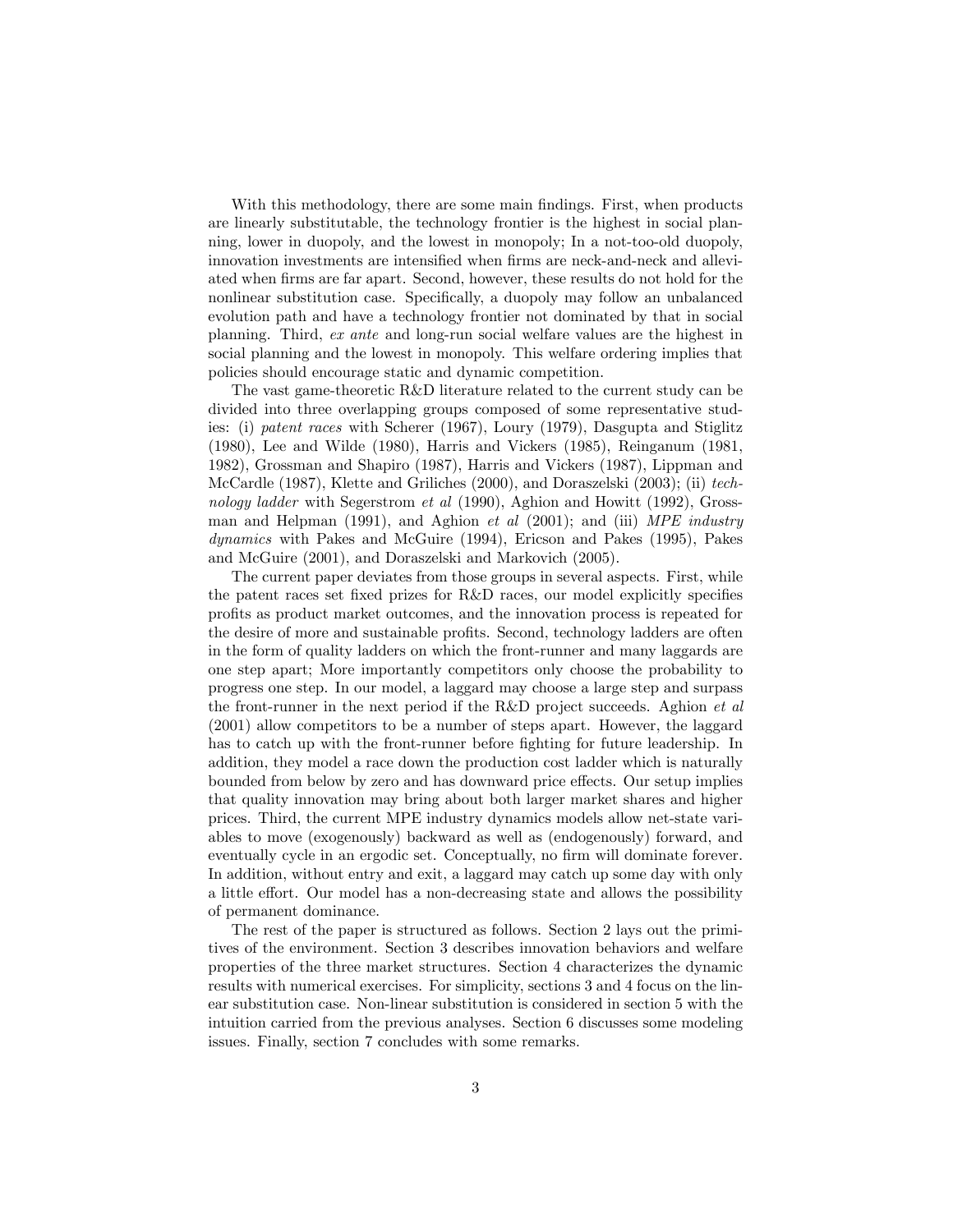With this methodology, there are some main findings. First, when products are linearly substitutable, the technology frontier is the highest in social planning, lower in duopoly, and the lowest in monopoly; In a not-too-old duopoly, innovation investments are intensified when firms are neck-and-neck and alleviated when firms are far apart. Second, however, these results do not hold for the nonlinear substitution case. Specifically, a duopoly may follow an unbalanced evolution path and have a technology frontier not dominated by that in social planning. Third, *ex ante* and long-run social welfare values are the highest in social planning and the lowest in monopoly. This welfare ordering implies that policies should encourage static and dynamic competition.

The vast game-theoretic R&D literature related to the current study can be divided into three overlapping groups composed of some representative studies: (i) *patent races* with Scherer (1967), Loury (1979), Dasgupta and Stiglitz (1980), Lee and Wilde (1980), Harris and Vickers (1985), Reinganum (1981, 1982), Grossman and Shapiro (1987), Harris and Vickers (1987), Lippman and McCardle (1987), Klette and Griliches (2000), and Doraszelski (2003); (ii) *technology ladder* with Segerstrom *et al* (1990), Aghion and Howitt (1992), Grossman and Helpman (1991), and Aghion *et al* (2001); and (iii) *MPE industry dynamics* with Pakes and McGuire (1994), Ericson and Pakes (1995), Pakes and McGuire (2001), and Doraszelski and Markovich (2005).

The current paper deviates from those groups in several aspects. First, while the patent races set fixed prizes for R&D races, our model explicitly specifies profits as product market outcomes, and the innovation process is repeated for the desire of more and sustainable profits. Second, technology ladders are often in the form of quality ladders on which the front-runner and many laggards are one step apart; More importantly competitors only choose the probability to progress one step. In our model, a laggard may choose a large step and surpass the front-runner in the next period if the R&D project succeeds. Aghion *et al* (2001) allow competitors to be a number of steps apart. However, the laggard has to catch up with the front-runner before fighting for future leadership. In addition, they model a race down the production cost ladder which is naturally bounded from below by zero and has downward price effects. Our setup implies that quality innovation may bring about both larger market shares and higher prices. Third, the current MPE industry dynamics models allow net-state variables to move (exogenously) backward as well as (endogenously) forward, and eventually cycle in an ergodic set. Conceptually, no firm will dominate forever. In addition, without entry and exit, a laggard may catch up some day with only a little effort. Our model has a non-decreasing state and allows the possibility of permanent dominance.

The rest of the paper is structured as follows. Section 2 lays out the primitives of the environment. Section 3 describes innovation behaviors and welfare properties of the three market structures. Section 4 characterizes the dynamic results with numerical exercises. For simplicity, sections 3 and 4 focus on the linear substitution case. Non-linear substitution is considered in section 5 with the intuition carried from the previous analyses. Section 6 discusses some modeling issues. Finally, section 7 concludes with some remarks.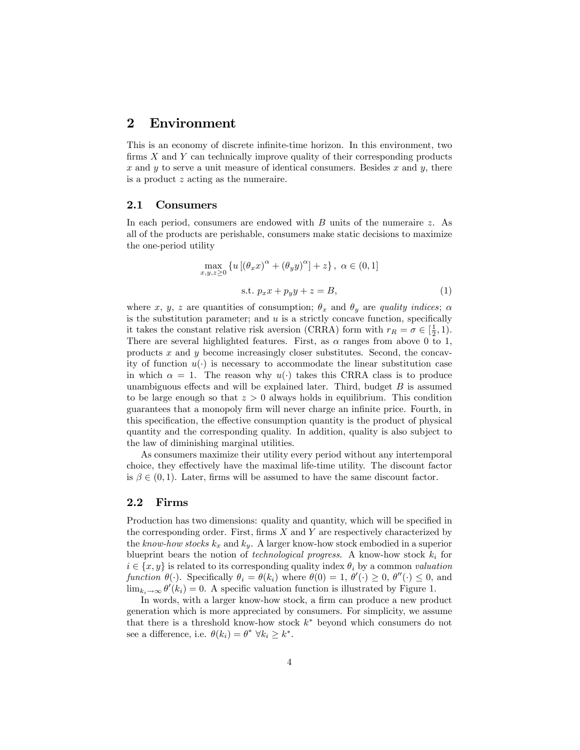## 2 Environment

This is an economy of discrete infinite-time horizon. In this environment, two firms $X$ and $Y$ can technically improve quality of their corresponding products $x$ and $y$ to serve a unit measure of identical consumers. Besides $x$ and $y$, there is a product $z$ acting as the numeraire.

### 2.1 Consumers

In each period, consumers are endowed with $B$ units of the numeraire $z$. As all of the products are perishable, consumers make static decisions to maximize the one-period utility

$$\max_{x,y,z \geq 0} \{u [(\theta_x x)^\alpha + (\theta_y y)^\alpha] + z\}, \ \alpha \in (0, 1]$$

$$\text{s.t. } p_x x + p_y y + z = B, \tag{1}$$

where $x$, $y$, $z$ are quantities of consumption; $\theta_x$ and $\theta_y$ are *quality indices*; $\alpha$ is the substitution parameter; and $u$ is a strictly concave function, specifically it takes the constant relative risk aversion (CRRA) form with $r_R = \sigma \in [\frac{1}{2}, 1)$. There are several highlighted features. First, as $\alpha$ ranges from above 0 to 1, products $x$ and $y$ become increasingly closer substitutes. Second, the concavity of function $u(\cdot)$ is necessary to accommodate the linear substitution case in which $\alpha = 1$. The reason why $u(\cdot)$ takes this CRRA class is to produce unambiguous effects and will be explained later. Third, budget $B$ is assumed to be large enough so that $z > 0$ always holds in equilibrium. This condition guarantees that a monopoly firm will never charge an infinite price. Fourth, in this specification, the effective consumption quantity is the product of physical quantity and the corresponding quality. In addition, quality is also subject to the law of diminishing marginal utilities.

As consumers maximize their utility every period without any intertemporal choice, they effectively have the maximal life-time utility. The discount factor is $\beta \in (0, 1)$. Later, firms will be assumed to have the same discount factor.

### 2.2 Firms

Production has two dimensions: quality and quantity, which will be specified in the corresponding order. First, firms $X$ and $Y$ are respectively characterized by the *know-how stocks* $k_x$ and $k_y$. A larger know-how stock embodied in a superior blueprint bears the notion of *technological progress*. A know-how stock $k_i$ for $i \in \{x, y\}$ is related to its corresponding quality index $\theta_i$ by a common *valuation function* $\theta(\cdot)$. Specifically $\theta_i = \theta(k_i)$ where $\theta(0) = 1$, $\theta'(\cdot) \geq 0$, $\theta''(\cdot) \leq 0$, and $\lim_{k_i \to \infty} \theta'(k_i) = 0$. A specific valuation function is illustrated by Figure 1.

In words, with a larger know-how stock, a firm can produce a new product generation which is more appreciated by consumers. For simplicity, we assume that there is a threshold know-how stock $k^*$ beyond which consumers do not see a difference, i.e. $\theta(k_i) = \theta^* \ \forall k_i \geq k^*$.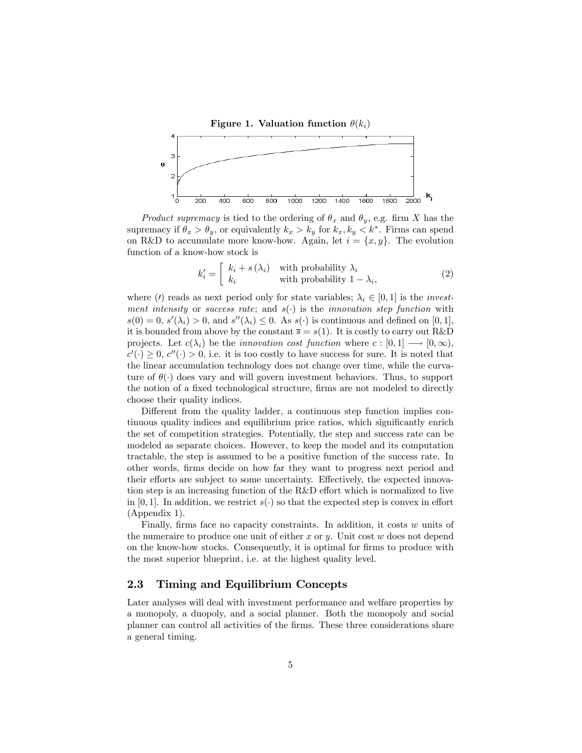**Figure 1. Valuation function $\theta(k_i)$**

*Product supremacy* is tied to the ordering of $\theta_x$ and $\theta_y$, e.g. firm $X$ has the supremacy if $\theta_x > \theta_y$, or equivalently $k_x > k_y$ for $k_x, k_y < k^*$. Firms can spend on R&D to accumulate more know-how. Again, let $i = \{x, y\}$. The evolution function of a know-how stock is

$$k_i' = \left[ \begin{array}{ll} k_i + s(\lambda_i) & \text{with probability } \lambda_i \\ k_i & \text{with probability } 1 - \lambda_i, \end{array} \right. \tag{2}$$

where ($\prime$) reads as next period only for state variables; $\lambda_i \in [0, 1]$ is the *investment intensity* or *success rate*; and $s(\cdot)$ is the *innovation step function* with $s(0) = 0$, $s'(\lambda_i) > 0$, and $s''(\lambda_i) \leq 0$. As $s(\cdot)$ is continuous and defined on $[0, 1]$, it is bounded from above by the constant $\overline{s} = s(1)$. It is costly to carry out R&D projects. Let $c(\lambda_i)$ be the *innovation cost function* where $c : [0, 1] \longrightarrow [0, \infty)$, $c'(\cdot) \geq 0$, $c''(\cdot) > 0$, i.e. it is too costly to have success for sure. It is noted that the linear accumulation technology does not change over time, while the curvature of $\theta(\cdot)$ does vary and will govern investment behaviors. Thus, to support the notion of a fixed technological structure, firms are not modeled to directly choose their quality indices.

Different from the quality ladder, a continuous step function implies continuous quality indices and equilibrium price ratios, which significantly enrich the set of competition strategies. Potentially, the step and success rate can be modeled as separate choices. However, to keep the model and its computation tractable, the step is assumed to be a positive function of the success rate. In other words, firms decide on how far they want to progress next period and their efforts are subject to some uncertainty. Effectively, the expected innovation step is an increasing function of the R&D effort which is normalized to live in $[0, 1]$. In addition, we restrict $s(\cdot)$ so that the expected step is convex in effort (Appendix 1).

Finally, firms face no capacity constraints. In addition, it costs $w$ units of the numeraire to produce one unit of either $x$ or $y$. Unit cost $w$ does not depend on the know-how stocks. Consequently, it is optimal for firms to produce with the most superior blueprint, i.e. at the highest quality level.

## 2.3 Timing and Equilibrium Concepts

Later analyses will deal with investment performance and welfare properties by a monopoly, a duopoly, and a social planner. Both the monopoly and social planner can control all activities of the firms. These three considerations share a general timing.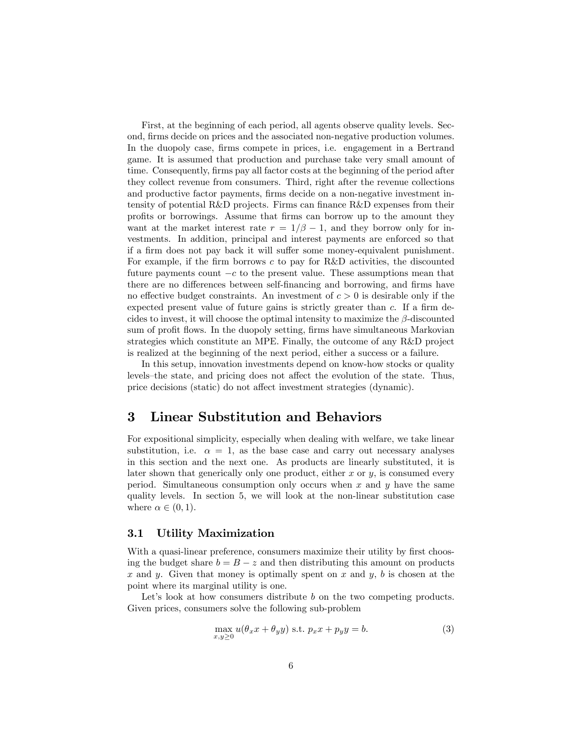First, at the beginning of each period, all agents observe quality levels. Second, firms decide on prices and the associated non-negative production volumes. In the duopoly case, firms compete in prices, i.e. engagement in a Bertrand game. It is assumed that production and purchase take very small amount of time. Consequently, firms pay all factor costs at the beginning of the period after they collect revenue from consumers. Third, right after the revenue collections and productive factor payments, firms decide on a non-negative investment intensity of potential R&D projects. Firms can finance R&D expenses from their profits or borrowings. Assume that firms can borrow up to the amount they want at the market interest rate $r = 1/\beta - 1$, and they borrow only for investments. In addition, principal and interest payments are enforced so that if a firm does not pay back it will suffer some money-equivalent punishment. For example, if the firm borrows $c$ to pay for R&D activities, the discounted future payments count $-c$ to the present value. These assumptions mean that there are no differences between self-financing and borrowing, and firms have no effective budget constraints. An investment of $c > 0$ is desirable only if the expected present value of future gains is strictly greater than $c$. If a firm decides to invest, it will choose the optimal intensity to maximize the $\beta$-discounted sum of profit flows. In the duopoly setting, firms have simultaneous Markovian strategies which constitute an MPE. Finally, the outcome of any R&D project is realized at the beginning of the next period, either a success or a failure.

In this setup, innovation investments depend on know-how stocks or quality levels–the state, and pricing does not affect the evolution of the state. Thus, price decisions (static) do not affect investment strategies (dynamic).

# 3 Linear Substitution and Behaviors

For expositional simplicity, especially when dealing with welfare, we take linear substitution, i.e. $\alpha = 1$, as the base case and carry out necessary analyses in this section and the next one. As products are linearly substituted, it is later shown that generically only one product, either $x$ or $y$, is consumed every period. Simultaneous consumption only occurs when $x$ and $y$ have the same quality levels. In section 5, we will look at the non-linear substitution case where $\alpha \in (0, 1)$.

## 3.1 Utility Maximization

With a quasi-linear preference, consumers maximize their utility by first choosing the budget share $b = B - z$ and then distributing this amount on products $x$ and $y$. Given that money is optimally spent on $x$ and $y$, $b$ is chosen at the point where its marginal utility is one.

Let's look at how consumers distribute $b$ on the two competing products. Given prices, consumers solve the following sub-problem

$$\max_{x,y \geq 0} u(\theta_x x + \theta_y y) \text{ s.t. } p_x x + p_y y = b. \tag{3}$$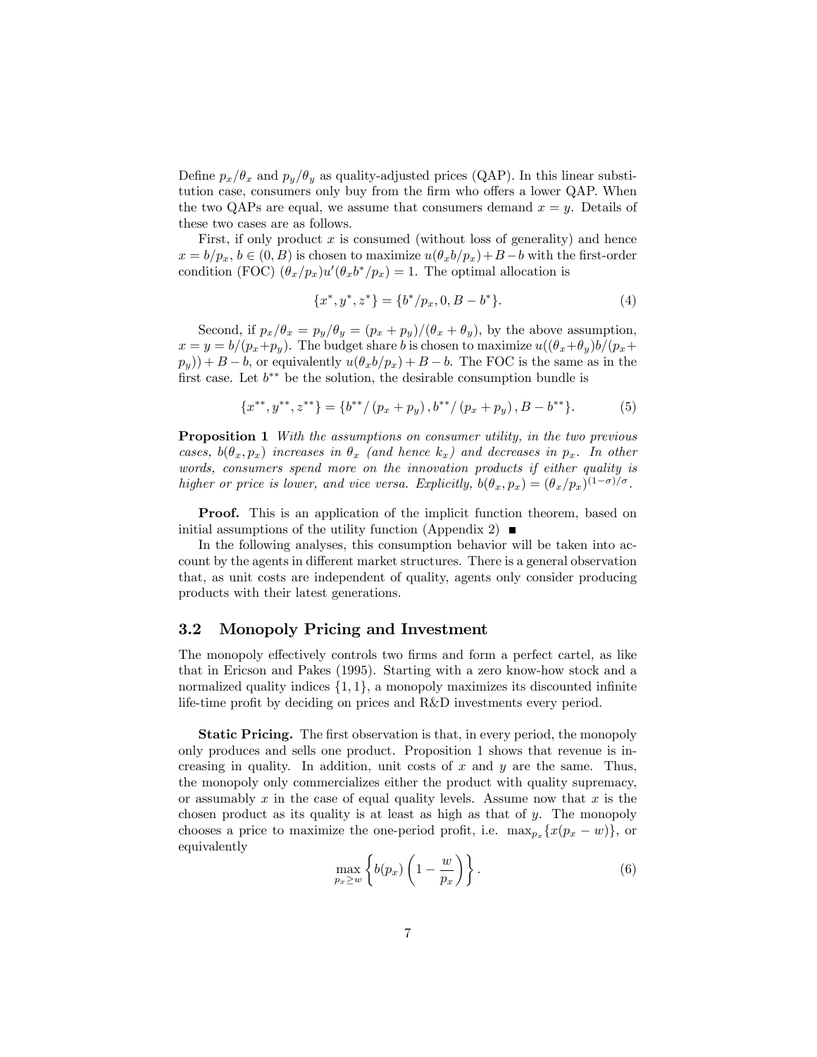Define $p_x/\theta_x$ and $p_y/\theta_y$ as quality-adjusted prices (QAP). In this linear substitution case, consumers only buy from the firm who offers a lower QAP. When the two QAPs are equal, we assume that consumers demand $x = y$. Details of these two cases are as follows.

First, if only product $x$ is consumed (without loss of generality) and hence $x = b/p_x$, $b \in (0, B)$ is chosen to maximize $u(\theta_x b/p_x) + B - b$ with the first-order condition (FOC) $(\theta_x/p_x)u'(\theta_x b^*/p_x) = 1$. The optimal allocation is

$$\{x^*, y^*, z^*\} = \{b^*/p_x, 0, B - b^*\}. \tag{4}$$

Second, if $p_x/\theta_x = p_y/\theta_y = (p_x + p_y)/(\theta_x + \theta_y)$, by the above assumption, $x = y = b/(p_x + p_y)$. The budget share $b$ is chosen to maximize $u((\theta_x + \theta_y)b/(p_x + p_y)) + B - b$, or equivalently $u(\theta_x b/p_x) + B - b$. The FOC is the same as in the first case. Let $b^{**}$ be the solution, the desirable consumption bundle is

$$\{x^{**}, y^{**}, z^{**}\} = \{b^{**}/(p_x + p_y), b^{**}/(p_x + p_y), B - b^{**}\}. \tag{5}$$

**Proposition 1** *With the assumptions on consumer utility, in the two previous cases, $b(\theta_x, p_x)$ increases in $\theta_x$ (and hence $k_x$) and decreases in $p_x$. In other words, consumers spend more on the innovation products if either quality is higher or price is lower, and vice versa. Explicitly, $b(\theta_x, p_x) = (\theta_x/p_x)^{(1-\sigma)/\sigma}$.*

**Proof.** This is an application of the implicit function theorem, based on initial assumptions of the utility function (Appendix 2) ■

In the following analyses, this consumption behavior will be taken into account by the agents in different market structures. There is a general observation that, as unit costs are independent of quality, agents only consider producing products with their latest generations.

## 3.2 Monopoly Pricing and Investment

The monopoly effectively controls two firms and form a perfect cartel, as like that in Ericson and Pakes (1995). Starting with a zero know-how stock and a normalized quality indices $\{1, 1\}$, a monopoly maximizes its discounted infinite life-time profit by deciding on prices and R&D investments every period.

**Static Pricing.** The first observation is that, in every period, the monopoly only produces and sells one product. Proposition 1 shows that revenue is increasing in quality. In addition, unit costs of $x$ and $y$ are the same. Thus, the monopoly only commercializes either the product with quality supremacy, or assumably $x$ in the case of equal quality levels. Assume now that $x$ is the chosen product as its quality is at least as high as that of $y$. The monopoly chooses a price to maximize the one-period profit, i.e. $\max_{p_x}\{x(p_x - w)\}$, or equivalently

$$\max_{p_x \geq w} \left\{ b(p_x) \left(1 - \frac{w}{p_x}\right) \right\}. \tag{6}$$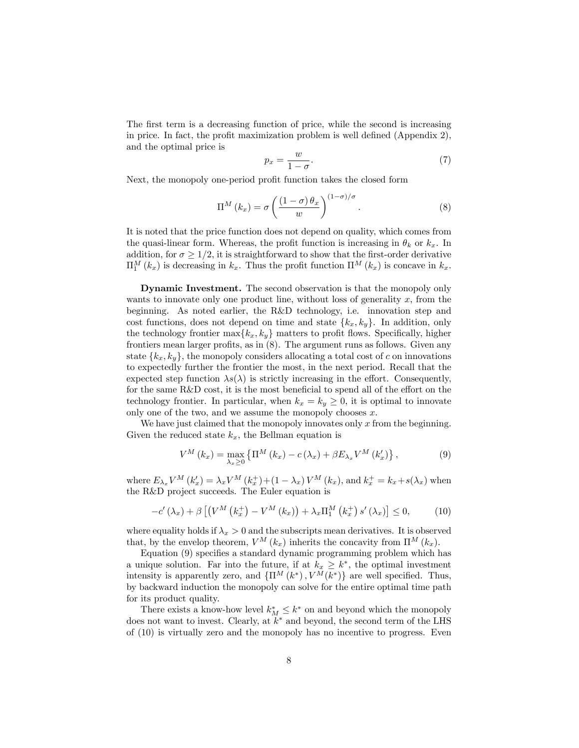The first term is a decreasing function of price, while the second is increasing in price. In fact, the profit maximization problem is well defined (Appendix 2), and the optimal price is

$$p_x = \frac{w}{1-\sigma}. \tag{7}$$

Next, the monopoly one-period profit function takes the closed form

$$\Pi^M(k_x) = \sigma \left( \frac{(1-\sigma)\,\theta_x}{w} \right)^{(1-\sigma)/\sigma}. \tag{8}$$

It is noted that the price function does not depend on quality, which comes from the quasi-linear form. Whereas, the profit function is increasing in $\theta_k$ or $k_x$. In addition, for $\sigma \geq 1/2$, it is straightforward to show that the first-order derivative $\Pi_1^M(k_x)$ is decreasing in $k_x$. Thus the profit function $\Pi^M(k_x)$ is concave in $k_x$.

**Dynamic Investment.** The second observation is that the monopoly only wants to innovate only one product line, without loss of generality $x$, from the beginning. As noted earlier, the R&D technology, i.e. innovation step and cost functions, does not depend on time and state $\{k_x, k_y\}$. In addition, only the technology frontier $\max\{k_x, k_y\}$ matters to profit flows. Specifically, higher frontiers mean larger profits, as in (8). The argument runs as follows. Given any state $\{k_x, k_y\}$, the monopoly considers allocating a total cost of $c$ on innovations to expectedly further the frontier the most, in the next period. Recall that the expected step function $\lambda s(\lambda)$ is strictly increasing in the effort. Consequently, for the same R&D cost, it is the most beneficial to spend all of the effort on the technology frontier. In particular, when $k_x = k_y \geq 0$, it is optimal to innovate only one of the two, and we assume the monopoly chooses $x$.

We have just claimed that the monopoly innovates only $x$ from the beginning. Given the reduced state $k_x$, the Bellman equation is

$$V^M(k_x) = \max_{\lambda_x \geq 0} \left\{ \Pi^M(k_x) - c(\lambda_x) + \beta E_{\lambda_x} V^M(k_x') \right\}, \tag{9}$$

where $E_{\lambda_x} V^M(k_x') = \lambda_x V^M(k_x^+) + (1-\lambda_x)\, V^M(k_x)$, and $k_x^+ = k_x + s(\lambda_x)$ when the R&D project succeeds. The Euler equation is

$$-c'(\lambda_x) + \beta \left[ \left( V^M(k_x^+) - V^M(k_x) \right) + \lambda_x \Pi_1^M(k_x^+)\, s'(\lambda_x) \right] \leq 0, \tag{10}$$

where equality holds if $\lambda_x > 0$ and the subscripts mean derivatives. It is observed that, by the envelop theorem, $V^M(k_x)$ inherits the concavity from $\Pi^M(k_x)$.

Equation (9) specifies a standard dynamic programming problem which has a unique solution. Far into the future, if at $k_x \geq k^*$, the optimal investment intensity is apparently zero, and $\{\Pi^M(k^*), V^M(k^*)\}$ are well specified. Thus, by backward induction the monopoly can solve for the entire optimal time path for its product quality.

There exists a know-how level $k_M^* \leq k^*$ on and beyond which the monopoly does not want to invest. Clearly, at $k^*$ and beyond, the second term of the LHS of (10) is virtually zero and the monopoly has no incentive to progress. Even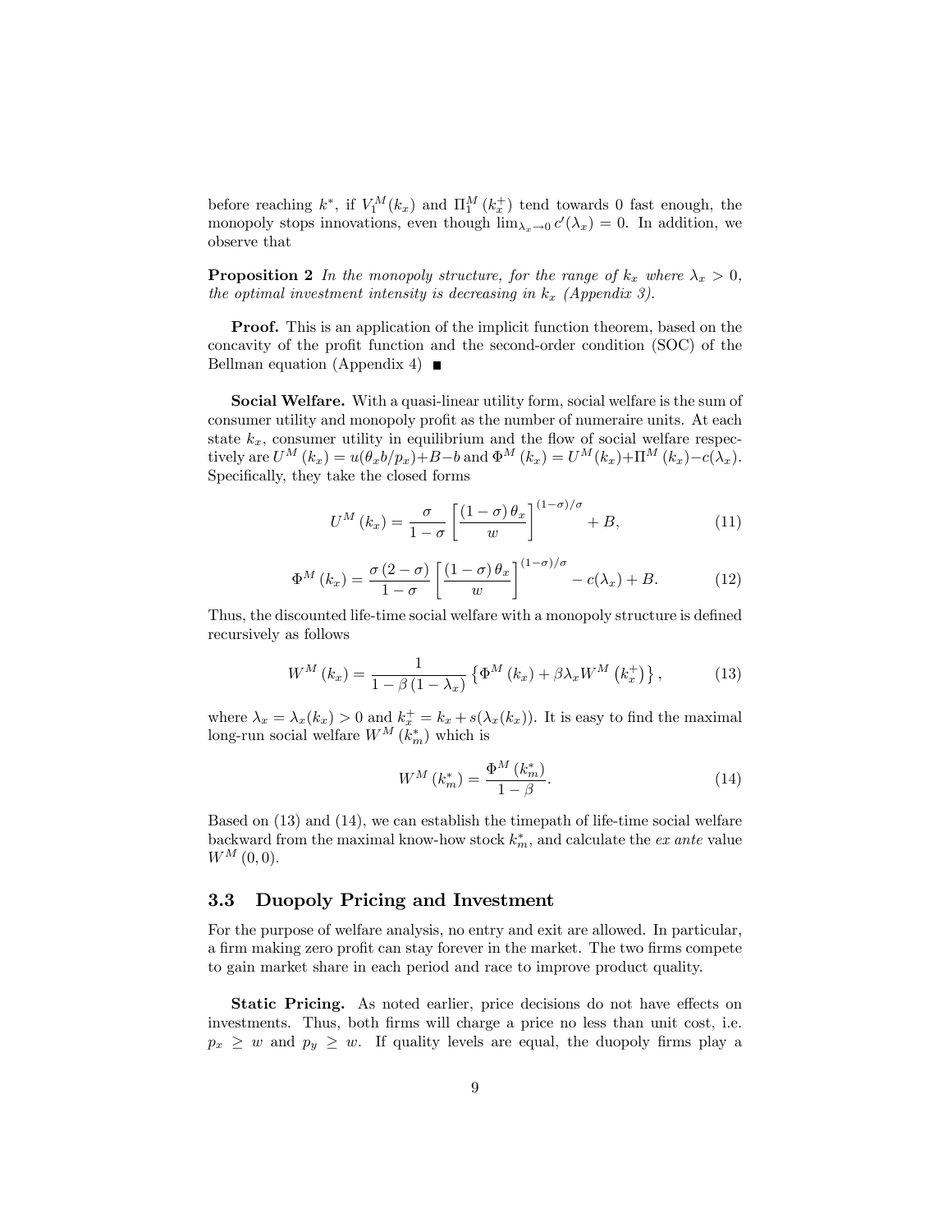before reaching $k^*$, if $V_1^M(k_x)$ and $\Pi_1^M(k_x^+)$ tend towards 0 fast enough, the monopoly stops innovations, even though $\lim_{\lambda_x \to 0} c'(\lambda_x) = 0$. In addition, we observe that

**Proposition 2** *In the monopoly structure, for the range of $k_x$ where $\lambda_x > 0$, the optimal investment intensity is decreasing in $k_x$ (Appendix 3).*

**Proof.** This is an application of the implicit function theorem, based on the concavity of the profit function and the second-order condition (SOC) of the Bellman equation (Appendix 4) ■

**Social Welfare.** With a quasi-linear utility form, social welfare is the sum of consumer utility and monopoly profit as the number of numeraire units. At each state $k_x$, consumer utility in equilibrium and the flow of social welfare respectively are $U^M(k_x) = u(\theta_x b/p_x) + B - b$ and $\Phi^M(k_x) = U^M(k_x) + \Pi^M(k_x) - c(\lambda_x)$. Specifically, they take the closed forms

$$U^M(k_x) = \frac{\sigma}{1-\sigma}\left[\frac{(1-\sigma)\theta_x}{w}\right]^{(1-\sigma)/\sigma} + B, \tag{11}$$

$$\Phi^M(k_x) = \frac{\sigma(2-\sigma)}{1-\sigma}\left[\frac{(1-\sigma)\theta_x}{w}\right]^{(1-\sigma)/\sigma} - c(\lambda_x) + B. \tag{12}$$

Thus, the discounted life-time social welfare with a monopoly structure is defined recursively as follows

$$W^M(k_x) = \frac{1}{1-\beta(1-\lambda_x)}\left\{\Phi^M(k_x) + \beta\lambda_x W^M(k_x^+)\right\}, \tag{13}$$

where $\lambda_x = \lambda_x(k_x) > 0$ and $k_x^+ = k_x + s(\lambda_x(k_x))$. It is easy to find the maximal long-run social welfare $W^M(k_m^*)$ which is

$$W^M(k_m^*) = \frac{\Phi^M(k_m^*)}{1-\beta}. \tag{14}$$

Based on (13) and (14), we can establish the timepath of life-time social welfare backward from the maximal know-how stock $k_m^*$, and calculate the *ex ante* value $W^M(0,0)$.

## 3.3 Duopoly Pricing and Investment

For the purpose of welfare analysis, no entry and exit are allowed. In particular, a firm making zero profit can stay forever in the market. The two firms compete to gain market share in each period and race to improve product quality.

**Static Pricing.** As noted earlier, price decisions do not have effects on investments. Thus, both firms will charge a price no less than unit cost, i.e. $p_x \geq w$ and $p_y \geq w$. If quality levels are equal, the duopoly firms play a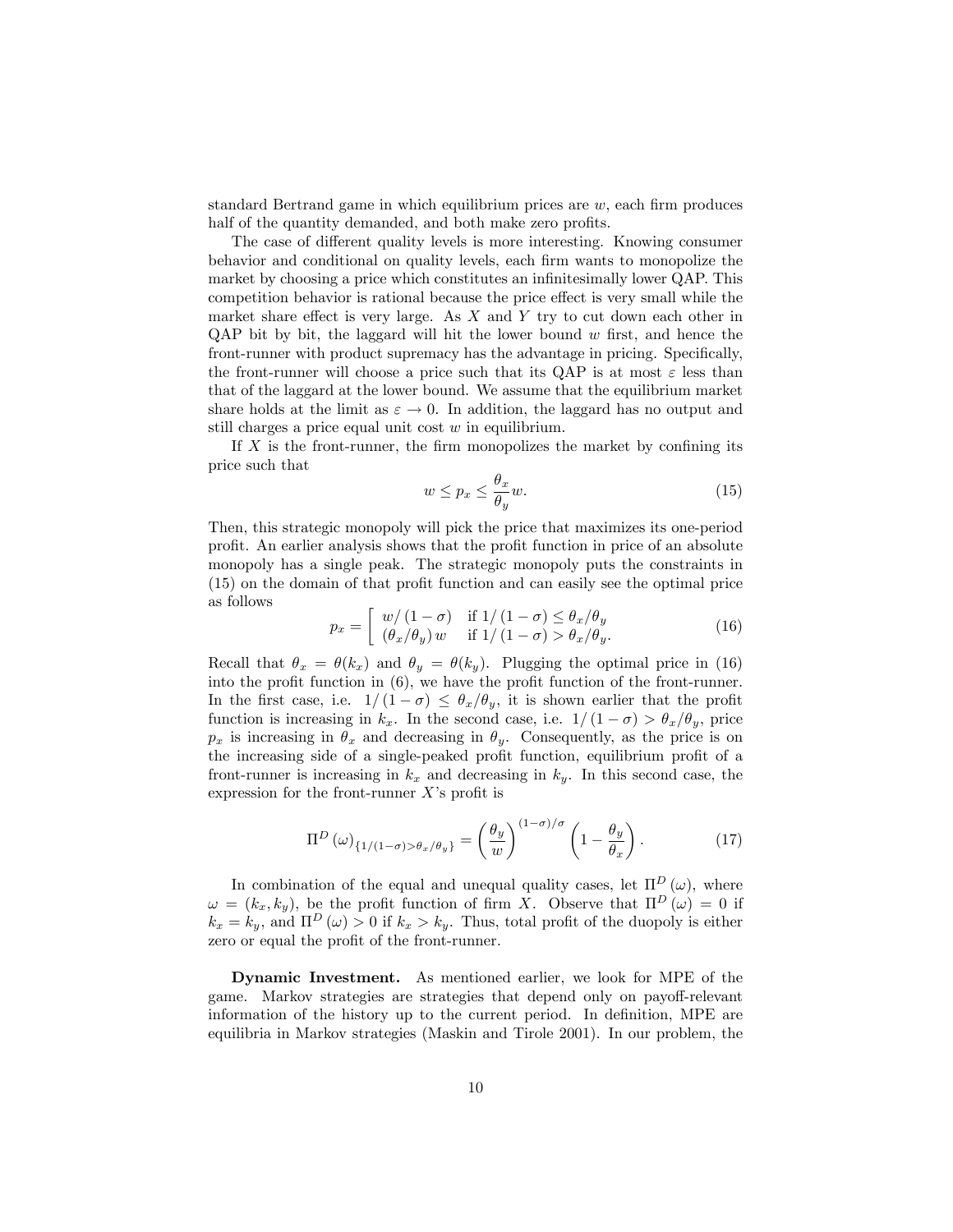standard Bertrand game in which equilibrium prices are $w$, each firm produces half of the quantity demanded, and both make zero profits.

The case of different quality levels is more interesting. Knowing consumer behavior and conditional on quality levels, each firm wants to monopolize the market by choosing a price which constitutes an infinitesimally lower QAP. This competition behavior is rational because the price effect is very small while the market share effect is very large. As $X$ and $Y$ try to cut down each other in QAP bit by bit, the laggard will hit the lower bound $w$ first, and hence the front-runner with product supremacy has the advantage in pricing. Specifically, the front-runner will choose a price such that its QAP is at most $\varepsilon$ less than that of the laggard at the lower bound. We assume that the equilibrium market share holds at the limit as $\varepsilon \to 0$. In addition, the laggard has no output and still charges a price equal unit cost $w$ in equilibrium.

If $X$ is the front-runner, the firm monopolizes the market by confining its price such that

$$w \leq p_x \leq \frac{\theta_x}{\theta_y} w. \tag{15}$$

Then, this strategic monopoly will pick the price that maximizes its one-period profit. An earlier analysis shows that the profit function in price of an absolute monopoly has a single peak. The strategic monopoly puts the constraints in (15) on the domain of that profit function and can easily see the optimal price as follows

$$p_x = \left[ \begin{array}{ll} w/(1-\sigma) & \text{if } 1/(1-\sigma) \leq \theta_x/\theta_y \\ (\theta_x/\theta_y)\, w & \text{if } 1/(1-\sigma) > \theta_x/\theta_y. \end{array} \right. \tag{16}$$

Recall that $\theta_x = \theta(k_x)$ and $\theta_y = \theta(k_y)$. Plugging the optimal price in (16) into the profit function in (6), we have the profit function of the front-runner. In the first case, i.e. $1/(1-\sigma) \leq \theta_x/\theta_y$, it is shown earlier that the profit function is increasing in $k_x$. In the second case, i.e. $1/(1-\sigma) > \theta_x/\theta_y$, price $p_x$ is increasing in $\theta_x$ and decreasing in $\theta_y$. Consequently, as the price is on the increasing side of a single-peaked profit function, equilibrium profit of a front-runner is increasing in $k_x$ and decreasing in $k_y$. In this second case, the expression for the front-runner $X$'s profit is

$$\Pi^D(\omega)_{\{1/(1-\sigma)>\theta_x/\theta_y\}} = \left(\frac{\theta_y}{w}\right)^{(1-\sigma)/\sigma} \left(1 - \frac{\theta_y}{\theta_x}\right). \tag{17}$$

In combination of the equal and unequal quality cases, let $\Pi^D(\omega)$, where $\omega = (k_x, k_y)$, be the profit function of firm $X$. Observe that $\Pi^D(\omega) = 0$ if $k_x = k_y$, and $\Pi^D(\omega) > 0$ if $k_x > k_y$. Thus, total profit of the duopoly is either zero or equal the profit of the front-runner.

**Dynamic Investment.** As mentioned earlier, we look for MPE of the game. Markov strategies are strategies that depend only on payoff-relevant information of the history up to the current period. In definition, MPE are equilibria in Markov strategies (Maskin and Tirole 2001). In our problem, the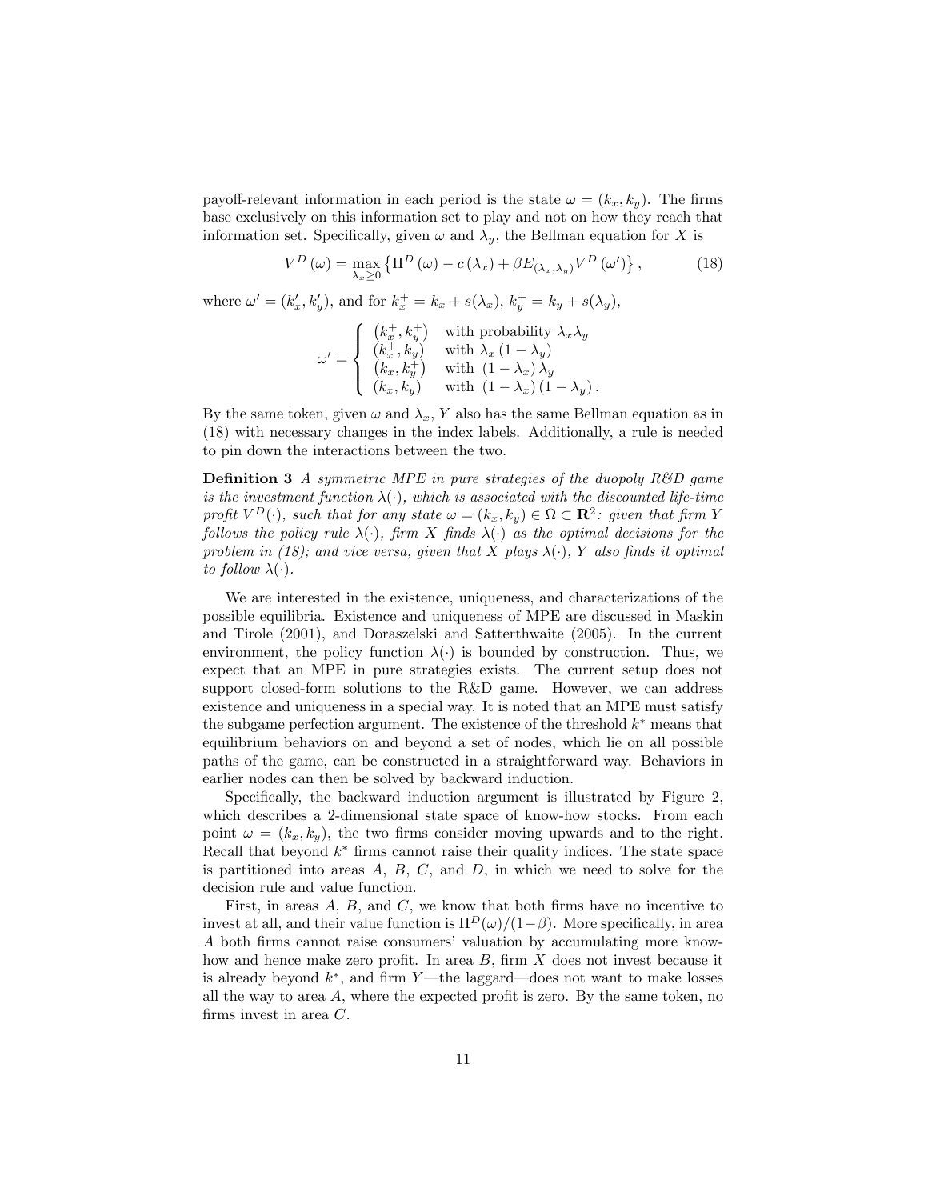payoff-relevant information in each period is the state $\omega = (k_x, k_y)$. The firms base exclusively on this information set to play and not on how they reach that information set. Specifically, given $\omega$ and $\lambda_y$, the Bellman equation for $X$ is

$$V^D(\omega) = \max_{\lambda_x \geq 0} \left\{ \Pi^D(\omega) - c(\lambda_x) + \beta E_{(\lambda_x, \lambda_y)} V^D(\omega') \right\}, \tag{18}$$

where $\omega' = (k'_x, k'_y)$, and for $k_x^+ = k_x + s(\lambda_x)$, $k_y^+ = k_y + s(\lambda_y)$,

$$\omega' = \begin{cases} (k_x^+, k_y^+) & \text{with probability } \lambda_x \lambda_y \\ (k_x^+, k_y) & \text{with } \lambda_x (1 - \lambda_y) \\ (k_x, k_y^+) & \text{with } (1 - \lambda_x) \lambda_y \\ (k_x, k_y) & \text{with } (1 - \lambda_x)(1 - \lambda_y). \end{cases}$$

By the same token, given $\omega$ and $\lambda_x$, $Y$ also has the same Bellman equation as in (18) with necessary changes in the index labels. Additionally, a rule is needed to pin down the interactions between the two.

**Definition 3** *A symmetric MPE in pure strategies of the duopoly R&D game is the investment function $\lambda(\cdot)$, which is associated with the discounted life-time profit $V^D(\cdot)$, such that for any state $\omega = (k_x, k_y) \in \Omega \subset \mathbf{R}^2$: given that firm $Y$ follows the policy rule $\lambda(\cdot)$, firm $X$ finds $\lambda(\cdot)$ as the optimal decisions for the problem in (18); and vice versa, given that $X$ plays $\lambda(\cdot)$, $Y$ also finds it optimal to follow $\lambda(\cdot)$.*

We are interested in the existence, uniqueness, and characterizations of the possible equilibria. Existence and uniqueness of MPE are discussed in Maskin and Tirole (2001), and Doraszelski and Satterthwaite (2005). In the current environment, the policy function $\lambda(\cdot)$ is bounded by construction. Thus, we expect that an MPE in pure strategies exists. The current setup does not support closed-form solutions to the R&D game. However, we can address existence and uniqueness in a special way. It is noted that an MPE must satisfy the subgame perfection argument. The existence of the threshold $k^*$ means that equilibrium behaviors on and beyond a set of nodes, which lie on all possible paths of the game, can be constructed in a straightforward way. Behaviors in earlier nodes can then be solved by backward induction.

Specifically, the backward induction argument is illustrated by Figure 2, which describes a 2-dimensional state space of know-how stocks. From each point $\omega = (k_x, k_y)$, the two firms consider moving upwards and to the right. Recall that beyond $k^*$ firms cannot raise their quality indices. The state space is partitioned into areas $A$, $B$, $C$, and $D$, in which we need to solve for the decision rule and value function.

First, in areas $A$, $B$, and $C$, we know that both firms have no incentive to invest at all, and their value function is $\Pi^D(\omega)/(1-\beta)$. More specifically, in area $A$ both firms cannot raise consumers' valuation by accumulating more know-how and hence make zero profit. In area $B$, firm $X$ does not invest because it is already beyond $k^*$, and firm $Y$—the laggard—does not want to make losses all the way to area $A$, where the expected profit is zero. By the same token, no firms invest in area $C$.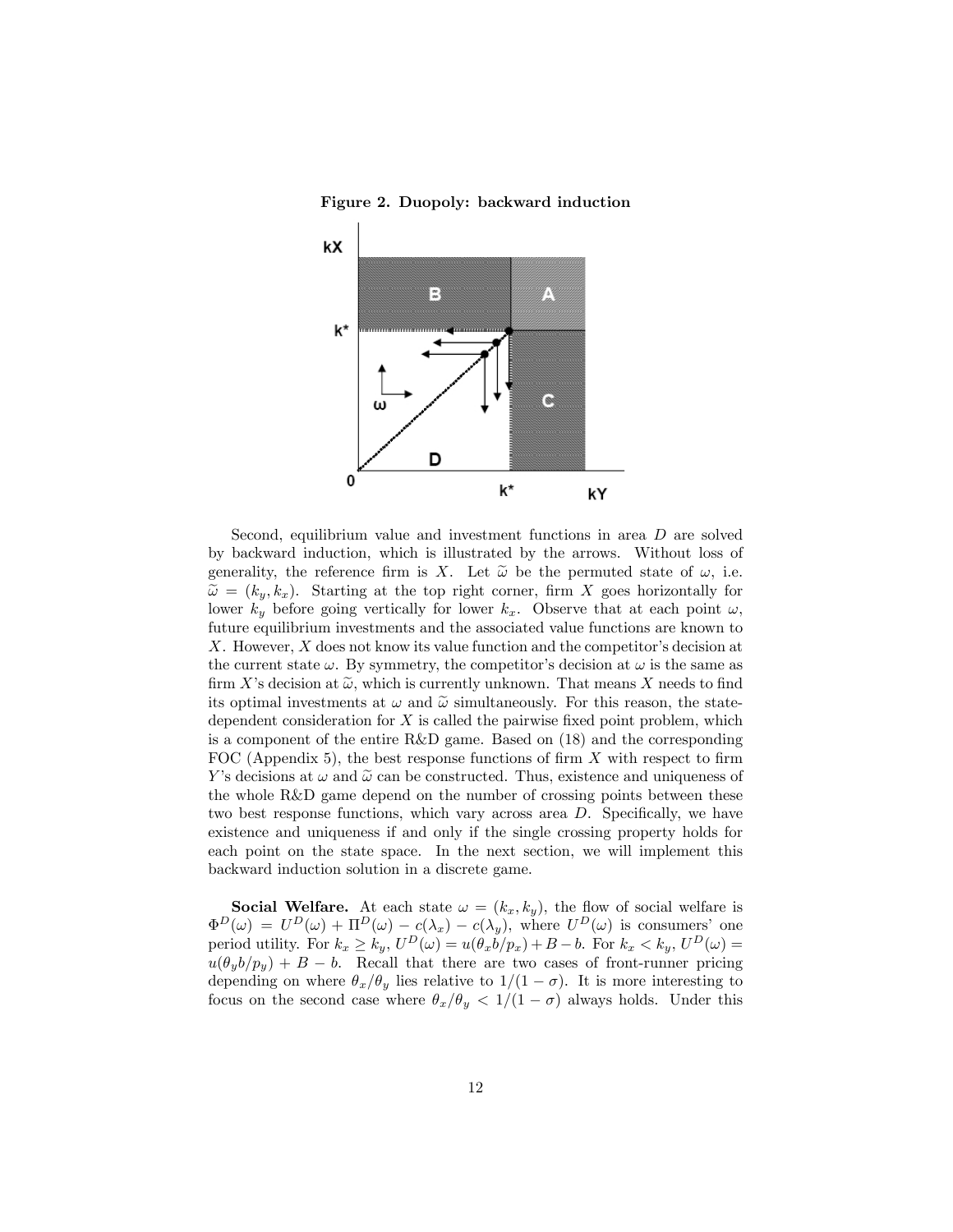**Figure 2. Duopoly: backward induction**

Second, equilibrium value and investment functions in area $D$ are solved by backward induction, which is illustrated by the arrows. Without loss of generality, the reference firm is $X$. Let $\widetilde{\omega}$ be the permuted state of $\omega$, i.e. $\widetilde{\omega} = (k_y, k_x)$. Starting at the top right corner, firm $X$ goes horizontally for lower $k_y$ before going vertically for lower $k_x$. Observe that at each point $\omega$, future equilibrium investments and the associated value functions are known to $X$. However, $X$ does not know its value function and the competitor's decision at the current state $\omega$. By symmetry, the competitor's decision at $\omega$ is the same as firm $X$'s decision at $\widetilde{\omega}$, which is currently unknown. That means $X$ needs to find its optimal investments at $\omega$ and $\widetilde{\omega}$ simultaneously. For this reason, the state-dependent consideration for $X$ is called the pairwise fixed point problem, which is a component of the entire R&D game. Based on (18) and the corresponding FOC (Appendix 5), the best response functions of firm $X$ with respect to firm $Y$'s decisions at $\omega$ and $\widetilde{\omega}$ can be constructed. Thus, existence and uniqueness of the whole R&D game depend on the number of crossing points between these two best response functions, which vary across area $D$. Specifically, we have existence and uniqueness if and only if the single crossing property holds for each point on the state space. In the next section, we will implement this backward induction solution in a discrete game.

**Social Welfare.** At each state $\omega = (k_x, k_y)$, the flow of social welfare is $\Phi^D(\omega) = U^D(\omega) + \Pi^D(\omega) - c(\lambda_x) - c(\lambda_y)$, where $U^D(\omega)$ is consumers' one period utility. For $k_x \geq k_y$, $U^D(\omega) = u(\theta_x b/p_x) + B - b$. For $k_x < k_y$, $U^D(\omega) = u(\theta_y b/p_y) + B - b$. Recall that there are two cases of front-runner pricing depending on where $\theta_x/\theta_y$ lies relative to $1/(1-\sigma)$. It is more interesting to focus on the second case where $\theta_x/\theta_y < 1/(1-\sigma)$ always holds. Under this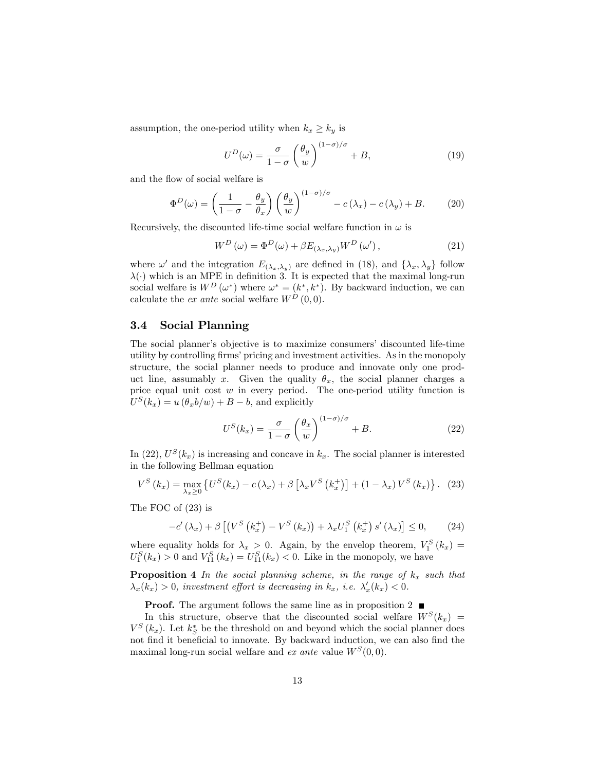assumption, the one-period utility when $k_x \geq k_y$ is

$$U^D(\omega) = \frac{\sigma}{1-\sigma}\left(\frac{\theta_y}{w}\right)^{(1-\sigma)/\sigma} + B, \tag{19}$$

and the flow of social welfare is

$$\Phi^D(\omega) = \left(\frac{1}{1-\sigma} - \frac{\theta_y}{\theta_x}\right)\left(\frac{\theta_y}{w}\right)^{(1-\sigma)/\sigma} - c(\lambda_x) - c(\lambda_y) + B. \tag{20}$$

Recursively, the discounted life-time social welfare function in $\omega$ is

$$W^D(\omega) = \Phi^D(\omega) + \beta E_{(\lambda_x,\lambda_y)} W^D(\omega'), \tag{21}$$

where $\omega'$ and the integration $E_{(\lambda_x,\lambda_y)}$ are defined in (18), and $\{\lambda_x, \lambda_y\}$ follow $\lambda(\cdot)$ which is an MPE in definition 3. It is expected that the maximal long-run social welfare is $W^D(\omega^*)$ where $\omega^* = (k^*, k^*)$. By backward induction, we can calculate the *ex ante* social welfare $W^D(0,0)$.

### 3.4 Social Planning

The social planner's objective is to maximize consumers' discounted life-time utility by controlling firms' pricing and investment activities. As in the monopoly structure, the social planner needs to produce and innovate only one product line, assumably $x$. Given the quality $\theta_x$, the social planner charges a price equal unit cost $w$ in every period. The one-period utility function is $U^S(k_x) = u(\theta_x b/w) + B - b$, and explicitly

$$U^S(k_x) = \frac{\sigma}{1-\sigma}\left(\frac{\theta_x}{w}\right)^{(1-\sigma)/\sigma} + B. \tag{22}$$

In (22), $U^S(k_x)$ is increasing and concave in $k_x$. The social planner is interested in the following Bellman equation

$$V^S(k_x) = \max_{\lambda_x \geq 0}\left\{U^S(k_x) - c(\lambda_x) + \beta\left[\lambda_x V^S\left(k_x^+\right)\right] + (1-\lambda_x) V^S(k_x)\right\}. \tag{23}$$

The FOC of (23) is

$$-c'(\lambda_x) + \beta\left[\left(V^S\left(k_x^+\right) - V^S(k_x)\right) + \lambda_x U_1^S\left(k_x^+\right) s'(\lambda_x)\right] \leq 0, \tag{24}$$

where equality holds for $\lambda_x > 0$. Again, by the envelop theorem, $V_1^S(k_x) = U_1^S(k_x) > 0$ and $V_{11}^S(k_x) = U_{11}^S(k_x) < 0$. Like in the monopoly, we have

**Proposition 4** *In the social planning scheme, in the range of $k_x$ such that $\lambda_x(k_x) > 0$, investment effort is decreasing in $k_x$, i.e. $\lambda_x'(k_x) < 0$.*

**Proof.** The argument follows the same line as in proposition 2 ■

In this structure, observe that the discounted social welfare $W^S(k_x) = V^S(k_x)$. Let $k_S^*$ be the threshold on and beyond which the social planner does not find it beneficial to innovate. By backward induction, we can also find the maximal long-run social welfare and *ex ante* value $W^S(0,0)$.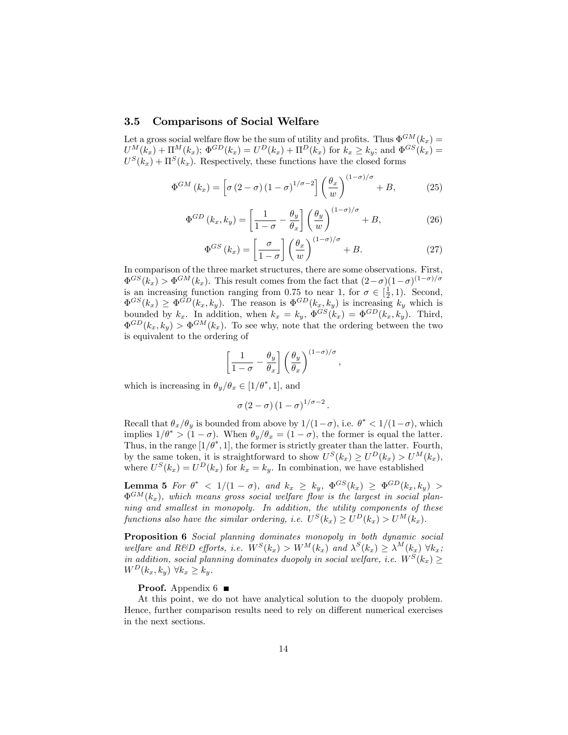### 3.5 Comparisons of Social Welfare

Let a gross social welfare flow be the sum of utility and profits. Thus $\Phi^{GM}(k_x) = U^M(k_x) + \Pi^M(k_x)$; $\Phi^{GD}(k_x) = U^D(k_x) + \Pi^D(k_x)$ for $k_x \geq k_y$; and $\Phi^{GS}(k_x) = U^S(k_x) + \Pi^S(k_x)$. Respectively, these functions have the closed forms

$$\Phi^{GM}(k_x) = \left[\sigma(2-\sigma)(1-\sigma)^{1/\sigma-2}\right]\left(\frac{\theta_x}{w}\right)^{(1-\sigma)/\sigma} + B, \tag{25}$$

$$\Phi^{GD}(k_x, k_y) = \left[\frac{1}{1-\sigma} - \frac{\theta_y}{\theta_x}\right]\left(\frac{\theta_y}{w}\right)^{(1-\sigma)/\sigma} + B, \tag{26}$$

$$\Phi^{GS}(k_x) = \left[\frac{\sigma}{1-\sigma}\right]\left(\frac{\theta_x}{w}\right)^{(1-\sigma)/\sigma} + B. \tag{27}$$

In comparison of the three market structures, there are some observations. First, $\Phi^{GS}(k_x) > \Phi^{GM}(k_x)$. This result comes from the fact that $(2-\sigma)(1-\sigma)^{(1-\sigma)/\sigma}$ is an increasing function ranging from 0.75 to near 1, for $\sigma \in [\frac{1}{2}, 1)$. Second, $\Phi^{GS}(k_x) \geq \Phi^{GD}(k_x, k_y)$. The reason is $\Phi^{GD}(k_x, k_y)$ is increasing $k_y$ which is bounded by $k_x$. In addition, when $k_x = k_y$, $\Phi^{GS}(k_x) = \Phi^{GD}(k_x, k_y)$. Third, $\Phi^{GD}(k_x, k_y) > \Phi^{GM}(k_x)$. To see why, note that the ordering between the two is equivalent to the ordering of

$$\left[\frac{1}{1-\sigma} - \frac{\theta_y}{\theta_x}\right]\left(\frac{\theta_y}{\theta_x}\right)^{(1-\sigma)/\sigma},$$

which is increasing in $\theta_y/\theta_x \in [1/\theta^*, 1]$, and

$$\sigma(2-\sigma)(1-\sigma)^{1/\sigma-2}.$$

Recall that $\theta_x/\theta_y$ is bounded from above by $1/(1-\sigma)$, i.e. $\theta^* < 1/(1-\sigma)$, which implies $1/\theta^* > (1-\sigma)$. When $\theta_y/\theta_x = (1-\sigma)$, the former is equal the latter. Thus, in the range $[1/\theta^*, 1]$, the former is strictly greater than the latter. Fourth, by the same token, it is straightforward to show $U^S(k_x) \geq U^D(k_x) > U^M(k_x)$, where $U^S(k_x) = U^D(k_x)$ for $k_x = k_y$. In combination, we have established

**Lemma 5** *For $\theta^* < 1/(1-\sigma)$, and $k_x \geq k_y$, $\Phi^{GS}(k_x) \geq \Phi^{GD}(k_x, k_y) > \Phi^{GM}(k_x)$, which means gross social welfare flow is the largest in social planning and smallest in monopoly. In addition, the utility components of these functions also have the similar ordering, i.e. $U^S(k_x) \geq U^D(k_x) > U^M(k_x)$.*

**Proposition 6** *Social planning dominates monopoly in both dynamic social welfare and R&D efforts, i.e. $W^S(k_x) > W^M(k_x)$ and $\lambda^S(k_x) \geq \lambda^M(k_x)$ $\forall k_x$; in addition, social planning dominates duopoly in social welfare, i.e. $W^S(k_x) \geq W^D(k_x, k_y)$ $\forall k_x \geq k_y$.*

**Proof.** Appendix 6 ■

At this point, we do not have analytical solution to the duopoly problem. Hence, further comparison results need to rely on different numerical exercises in the next sections.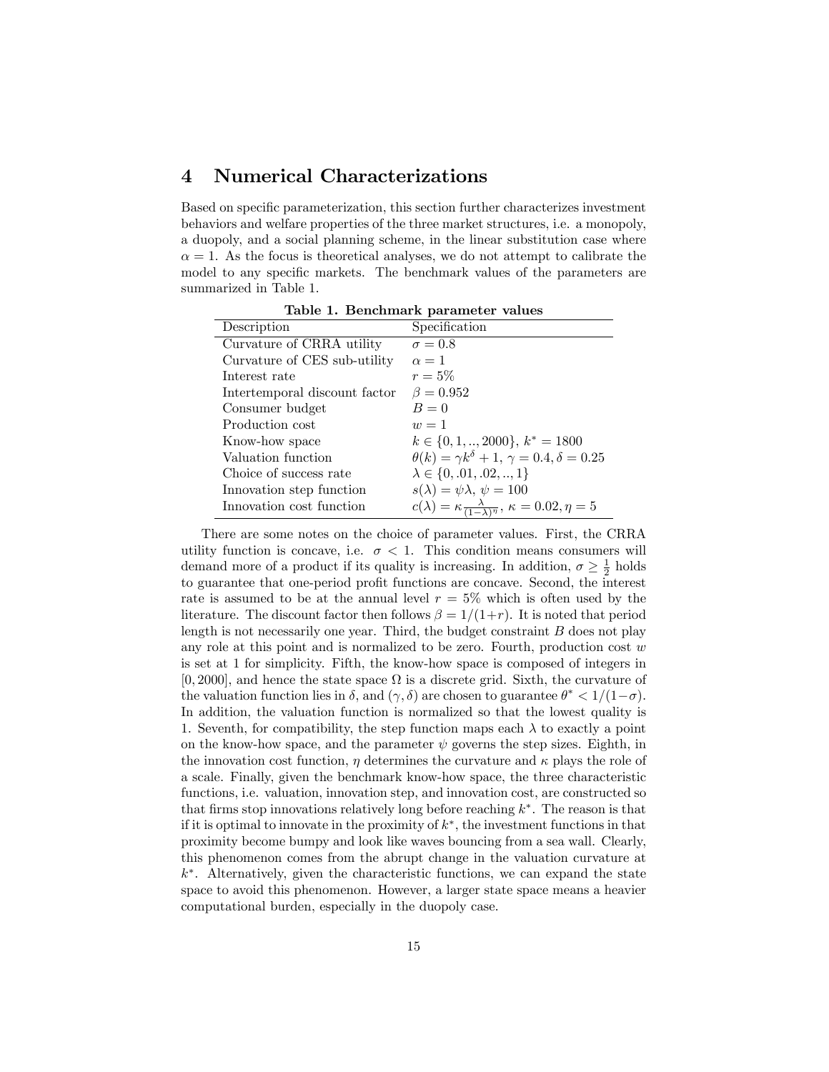## 4 Numerical Characterizations

Based on specific parameterization, this section further characterizes investment behaviors and welfare properties of the three market structures, i.e. a monopoly, a duopoly, and a social planning scheme, in the linear substitution case where $\alpha = 1$. As the focus is theoretical analyses, we do not attempt to calibrate the model to any specific markets. The benchmark values of the parameters are summarized in Table 1.

**Table 1. Benchmark parameter values**

| Description | Specification |
|---|---|
| Curvature of CRRA utility | $\sigma = 0.8$ |
| Curvature of CES sub-utility | $\alpha = 1$ |
| Interest rate | $r = 5\%$ |
| Intertemporal discount factor | $\beta = 0.952$ |
| Consumer budget | $B = 0$ |
| Production cost | $w = 1$ |
| Know-how space | $k \in \{0, 1, .., 2000\}$, $k^* = 1800$ |
| Valuation function | $\theta(k) = \gamma k^\delta + 1$, $\gamma = 0.4, \delta = 0.25$ |
| Choice of success rate | $\lambda \in \{0, .01, .02, .., 1\}$ |
| Innovation step function | $s(\lambda) = \psi\lambda$, $\psi = 100$ |
| Innovation cost function | $c(\lambda) = \kappa \frac{\lambda}{(1-\lambda)^\eta}$, $\kappa = 0.02, \eta = 5$ |

There are some notes on the choice of parameter values. First, the CRRA utility function is concave, i.e. $\sigma < 1$. This condition means consumers will demand more of a product if its quality is increasing. In addition, $\sigma \geq \frac{1}{2}$ holds to guarantee that one-period profit functions are concave. Second, the interest rate is assumed to be at the annual level $r = 5\%$ which is often used by the literature. The discount factor then follows $\beta = 1/(1+r)$. It is noted that period length is not necessarily one year. Third, the budget constraint $B$ does not play any role at this point and is normalized to be zero. Fourth, production cost $w$ is set at 1 for simplicity. Fifth, the know-how space is composed of integers in $[0, 2000]$, and hence the state space $\Omega$ is a discrete grid. Sixth, the curvature of the valuation function lies in $\delta$, and $(\gamma, \delta)$ are chosen to guarantee $\theta^* < 1/(1-\sigma)$. In addition, the valuation function is normalized so that the lowest quality is 1. Seventh, for compatibility, the step function maps each $\lambda$ to exactly a point on the know-how space, and the parameter $\psi$ governs the step sizes. Eighth, in the innovation cost function, $\eta$ determines the curvature and $\kappa$ plays the role of a scale. Finally, given the benchmark know-how space, the three characteristic functions, i.e. valuation, innovation step, and innovation cost, are constructed so that firms stop innovations relatively long before reaching $k^*$. The reason is that if it is optimal to innovate in the proximity of $k^*$, the investment functions in that proximity become bumpy and look like waves bouncing from a sea wall. Clearly, this phenomenon comes from the abrupt change in the valuation curvature at $k^*$. Alternatively, given the characteristic functions, we can expand the state space to avoid this phenomenon. However, a larger state space means a heavier computational burden, especially in the duopoly case.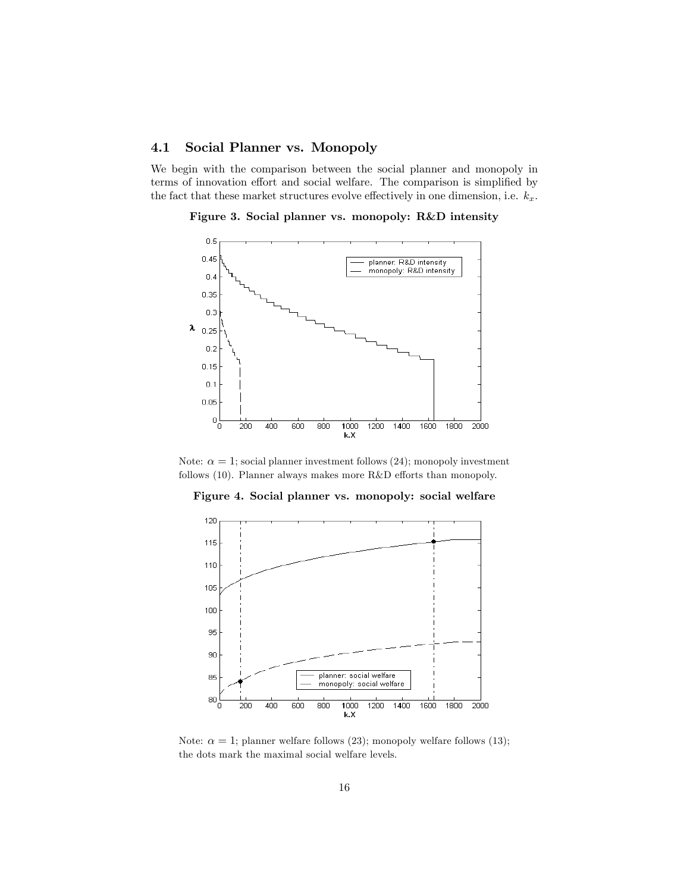### 4.1 Social Planner vs. Monopoly

We begin with the comparison between the social planner and monopoly in terms of innovation effort and social welfare. The comparison is simplified by the fact that these market structures evolve effectively in one dimension, i.e. $k_x$.

**Figure 3. Social planner vs. monopoly: R&D intensity**

Note: $\alpha = 1$; social planner investment follows (24); monopoly investment follows (10). Planner always makes more R&D efforts than monopoly.

**Figure 4. Social planner vs. monopoly: social welfare**

Note: $\alpha = 1$; planner welfare follows (23); monopoly welfare follows (13); the dots mark the maximal social welfare levels.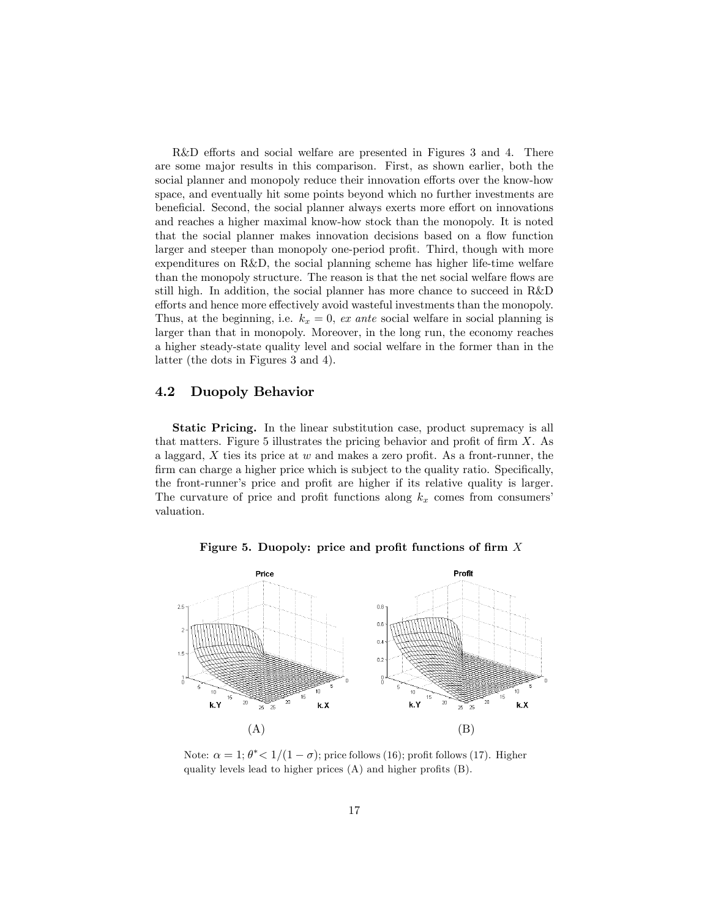R&D efforts and social welfare are presented in Figures 3 and 4. There are some major results in this comparison. First, as shown earlier, both the social planner and monopoly reduce their innovation efforts over the know-how space, and eventually hit some points beyond which no further investments are beneficial. Second, the social planner always exerts more effort on innovations and reaches a higher maximal know-how stock than the monopoly. It is noted that the social planner makes innovation decisions based on a flow function larger and steeper than monopoly one-period profit. Third, though with more expenditures on R&D, the social planning scheme has higher life-time welfare than the monopoly structure. The reason is that the net social welfare flows are still high. In addition, the social planner has more chance to succeed in R&D efforts and hence more effectively avoid wasteful investments than the monopoly. Thus, at the beginning, i.e. $k_x = 0$, *ex ante* social welfare in social planning is larger than that in monopoly. Moreover, in the long run, the economy reaches a higher steady-state quality level and social welfare in the former than in the latter (the dots in Figures 3 and 4).

## 4.2 Duopoly Behavior

**Static Pricing.** In the linear substitution case, product supremacy is all that matters. Figure 5 illustrates the pricing behavior and profit of firm $X$. As a laggard, $X$ ties its price at $w$ and makes a zero profit. As a front-runner, the firm can charge a higher price which is subject to the quality ratio. Specifically, the front-runner's price and profit are higher if its relative quality is larger. The curvature of price and profit functions along $k_x$ comes from consumers' valuation.

**Figure 5. Duopoly: price and profit functions of firm $X$**

(A) (B)

Note: $\alpha = 1$; $\theta^* < 1/(1-\sigma)$; price follows (16); profit follows (17). Higher quality levels lead to higher prices (A) and higher profits (B).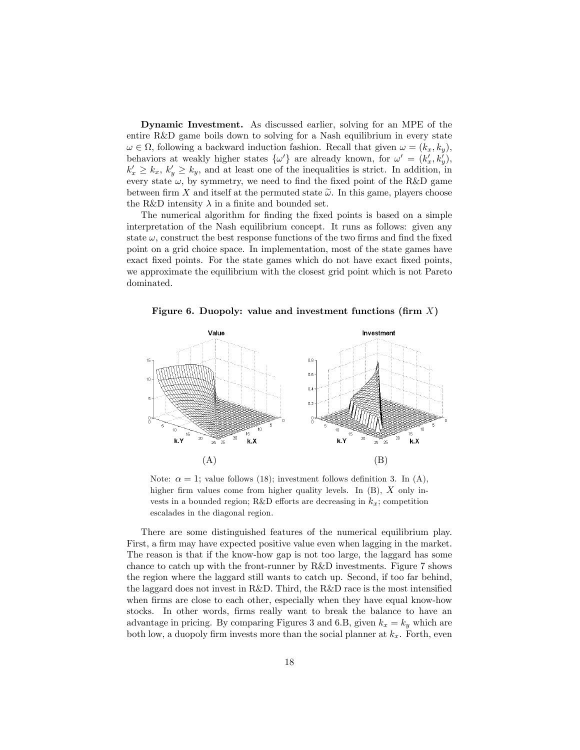**Dynamic Investment.** As discussed earlier, solving for an MPE of the entire R&D game boils down to solving for a Nash equilibrium in every state $\omega \in \Omega$, following a backward induction fashion. Recall that given $\omega = (k_x, k_y)$, behaviors at weakly higher states $\{\omega'\}$ are already known, for $\omega' = (k'_x, k'_y)$, $k'_x \geq k_x$, $k'_y \geq k_y$, and at least one of the inequalities is strict. In addition, in every state $\omega$, by symmetry, we need to find the fixed point of the R&D game between firm $X$ and itself at the permuted state $\widetilde{\omega}$. In this game, players choose the R&D intensity $\lambda$ in a finite and bounded set.

The numerical algorithm for finding the fixed points is based on a simple interpretation of the Nash equilibrium concept. It runs as follows: given any state $\omega$, construct the best response functions of the two firms and find the fixed point on a grid choice space. In implementation, most of the state games have exact fixed points. For the state games which do not have exact fixed points, we approximate the equilibrium with the closest grid point which is not Pareto dominated.

**Figure 6. Duopoly: value and investment functions (firm $X$)**

(A) (B)

Note: $\alpha = 1$; value follows (18); investment follows definition 3. In (A), higher firm values come from higher quality levels. In (B), $X$ only invests in a bounded region; R&D efforts are decreasing in $k_x$; competition escalades in the diagonal region.

There are some distinguished features of the numerical equilibrium play. First, a firm may have expected positive value even when lagging in the market. The reason is that if the know-how gap is not too large, the laggard has some chance to catch up with the front-runner by R&D investments. Figure 7 shows the region where the laggard still wants to catch up. Second, if too far behind, the laggard does not invest in R&D. Third, the R&D race is the most intensified when firms are close to each other, especially when they have equal know-how stocks. In other words, firms really want to break the balance to have an advantage in pricing. By comparing Figures 3 and 6.B, given $k_x = k_y$ which are both low, a duopoly firm invests more than the social planner at $k_x$. Forth, even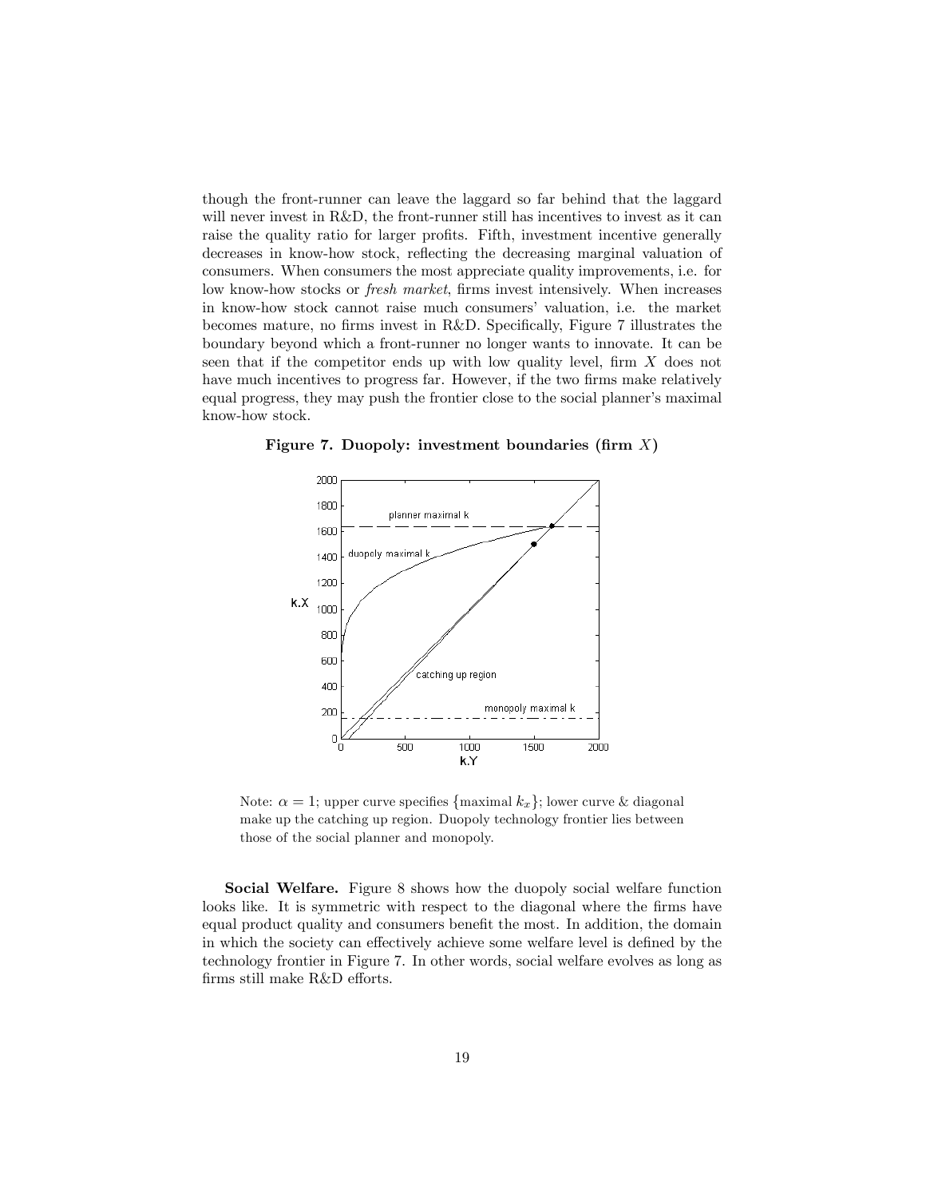though the front-runner can leave the laggard so far behind that the laggard will never invest in R&D, the front-runner still has incentives to invest as it can raise the quality ratio for larger profits. Fifth, investment incentive generally decreases in know-how stock, reflecting the decreasing marginal valuation of consumers. When consumers the most appreciate quality improvements, i.e. for low know-how stocks or *fresh market*, firms invest intensively. When increases in know-how stock cannot raise much consumers' valuation, i.e. the market becomes mature, no firms invest in R&D. Specifically, Figure 7 illustrates the boundary beyond which a front-runner no longer wants to innovate. It can be seen that if the competitor ends up with low quality level, firm $X$ does not have much incentives to progress far. However, if the two firms make relatively equal progress, they may push the frontier close to the social planner's maximal know-how stock.

**Figure 7. Duopoly: investment boundaries (firm $X$)**

Note: $\alpha = 1$; upper curve specifies $\{\text{maximal } k_x\}$; lower curve & diagonal make up the catching up region. Duopoly technology frontier lies between those of the social planner and monopoly.

**Social Welfare.** Figure 8 shows how the duopoly social welfare function looks like. It is symmetric with respect to the diagonal where the firms have equal product quality and consumers benefit the most. In addition, the domain in which the society can effectively achieve some welfare level is defined by the technology frontier in Figure 7. In other words, social welfare evolves as long as firms still make R&D efforts.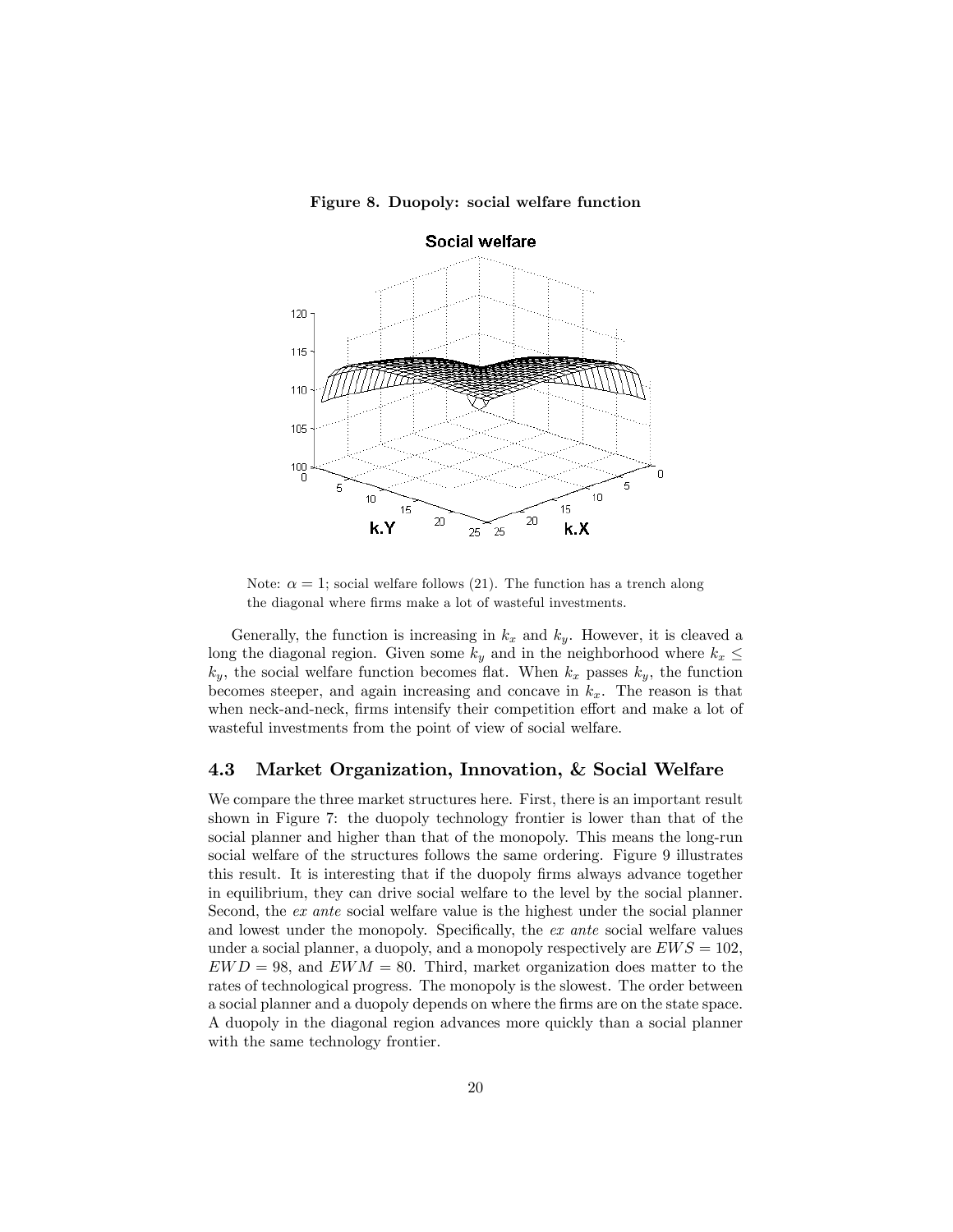**Figure 8. Duopoly: social welfare function**

Note: $\alpha = 1$; social welfare follows (21). The function has a trench along the diagonal where firms make a lot of wasteful investments.

Generally, the function is increasing in $k_x$ and $k_y$. However, it is cleaved a long the diagonal region. Given some $k_y$ and in the neighborhood where $k_x \leq k_y$, the social welfare function becomes flat. When $k_x$ passes $k_y$, the function becomes steeper, and again increasing and concave in $k_x$. The reason is that when neck-and-neck, firms intensify their competition effort and make a lot of wasteful investments from the point of view of social welfare.

### 4.3 Market Organization, Innovation, & Social Welfare

We compare the three market structures here. First, there is an important result shown in Figure 7: the duopoly technology frontier is lower than that of the social planner and higher than that of the monopoly. This means the long-run social welfare of the structures follows the same ordering. Figure 9 illustrates this result. It is interesting that if the duopoly firms always advance together in equilibrium, they can drive social welfare to the level by the social planner. Second, the *ex ante* social welfare value is the highest under the social planner and lowest under the monopoly. Specifically, the *ex ante* social welfare values under a social planner, a duopoly, and a monopoly respectively are $EWS = 102$, $EWD = 98$, and $EWM = 80$. Third, market organization does matter to the rates of technological progress. The monopoly is the slowest. The order between a social planner and a duopoly depends on where the firms are on the state space. A duopoly in the diagonal region advances more quickly than a social planner with the same technology frontier.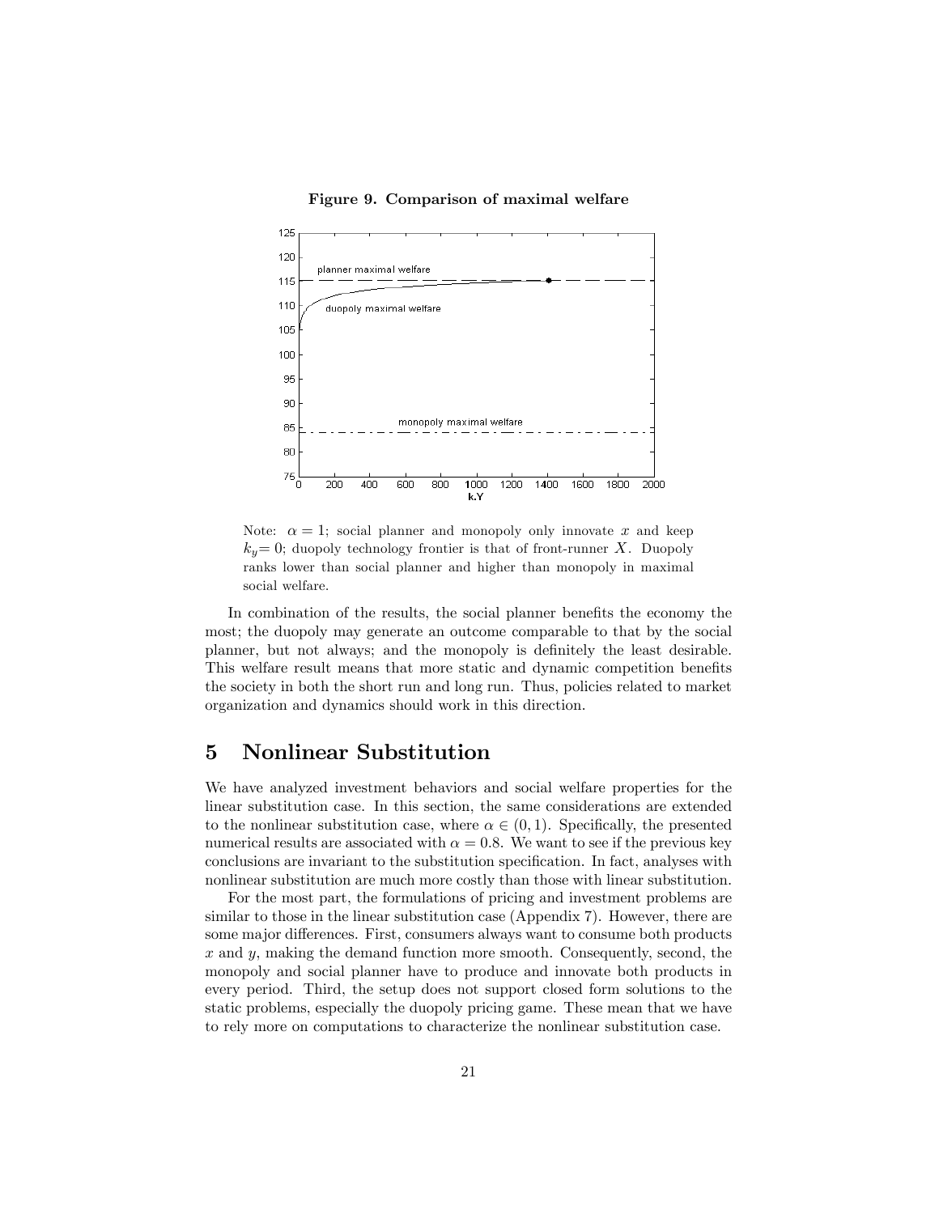**Figure 9. Comparison of maximal welfare**

Note: $\alpha = 1$; social planner and monopoly only innovate $x$ and keep $k_y = 0$; duopoly technology frontier is that of front-runner $X$. Duopoly ranks lower than social planner and higher than monopoly in maximal social welfare.

In combination of the results, the social planner benefits the economy the most; the duopoly may generate an outcome comparable to that by the social planner, but not always; and the monopoly is definitely the least desirable. This welfare result means that more static and dynamic competition benefits the society in both the short run and long run. Thus, policies related to market organization and dynamics should work in this direction.

# 5 Nonlinear Substitution

We have analyzed investment behaviors and social welfare properties for the linear substitution case. In this section, the same considerations are extended to the nonlinear substitution case, where $\alpha \in (0, 1)$. Specifically, the presented numerical results are associated with $\alpha = 0.8$. We want to see if the previous key conclusions are invariant to the substitution specification. In fact, analyses with nonlinear substitution are much more costly than those with linear substitution.

For the most part, the formulations of pricing and investment problems are similar to those in the linear substitution case (Appendix 7). However, there are some major differences. First, consumers always want to consume both products $x$ and $y$, making the demand function more smooth. Consequently, second, the monopoly and social planner have to produce and innovate both products in every period. Third, the setup does not support closed form solutions to the static problems, especially the duopoly pricing game. These mean that we have to rely more on computations to characterize the nonlinear substitution case.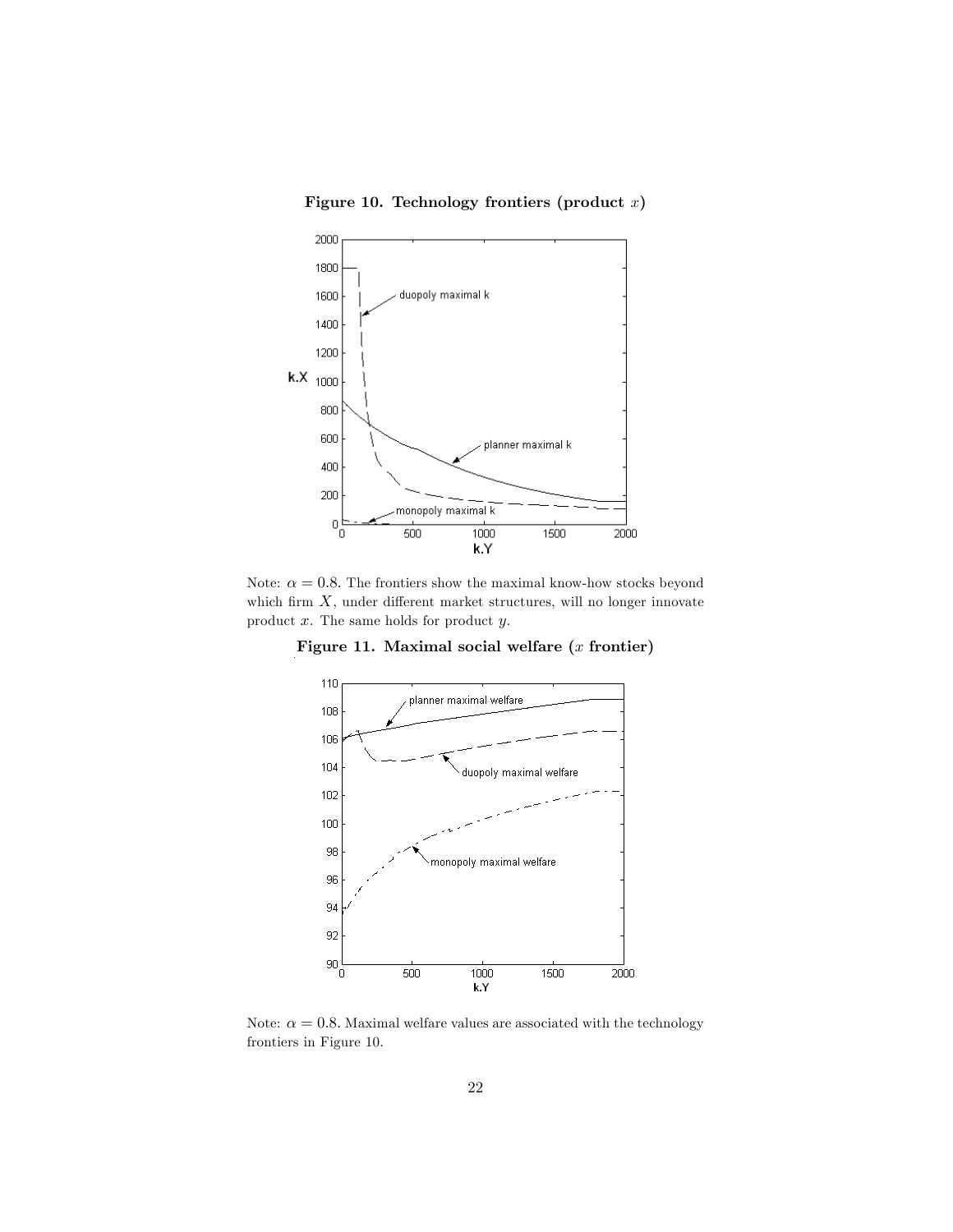**Figure 10. Technology frontiers (product $x$)**

Note: $\alpha = 0.8$. The frontiers show the maximal know-how stocks beyond which firm $X$, under different market structures, will no longer innovate product $x$. The same holds for product $y$.

**Figure 11. Maximal social welfare ($x$ frontier)**

Note: $\alpha = 0.8$. Maximal welfare values are associated with the technology frontiers in Figure 10.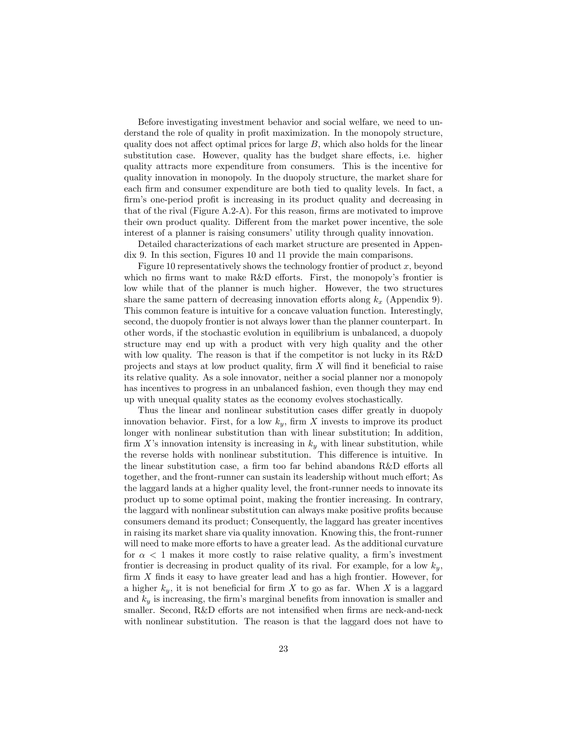Before investigating investment behavior and social welfare, we need to understand the role of quality in profit maximization. In the monopoly structure, quality does not affect optimal prices for large $B$, which also holds for the linear substitution case. However, quality has the budget share effects, i.e. higher quality attracts more expenditure from consumers. This is the incentive for quality innovation in monopoly. In the duopoly structure, the market share for each firm and consumer expenditure are both tied to quality levels. In fact, a firm's one-period profit is increasing in its product quality and decreasing in that of the rival (Figure A.2-A). For this reason, firms are motivated to improve their own product quality. Different from the market power incentive, the sole interest of a planner is raising consumers' utility through quality innovation.

Detailed characterizations of each market structure are presented in Appendix 9. In this section, Figures 10 and 11 provide the main comparisons.

Figure 10 representatively shows the technology frontier of product $x$, beyond which no firms want to make R&D efforts. First, the monopoly's frontier is low while that of the planner is much higher. However, the two structures share the same pattern of decreasing innovation efforts along $k_x$ (Appendix 9). This common feature is intuitive for a concave valuation function. Interestingly, second, the duopoly frontier is not always lower than the planner counterpart. In other words, if the stochastic evolution in equilibrium is unbalanced, a duopoly structure may end up with a product with very high quality and the other with low quality. The reason is that if the competitor is not lucky in its R&D projects and stays at low product quality, firm $X$ will find it beneficial to raise its relative quality. As a sole innovator, neither a social planner nor a monopoly has incentives to progress in an unbalanced fashion, even though they may end up with unequal quality states as the economy evolves stochastically.

Thus the linear and nonlinear substitution cases differ greatly in duopoly innovation behavior. First, for a low $k_y$, firm $X$ invests to improve its product longer with nonlinear substitution than with linear substitution; In addition, firm $X$'s innovation intensity is increasing in $k_y$ with linear substitution, while the reverse holds with nonlinear substitution. This difference is intuitive. In the linear substitution case, a firm too far behind abandons R&D efforts all together, and the front-runner can sustain its leadership without much effort; As the laggard lands at a higher quality level, the front-runner needs to innovate its product up to some optimal point, making the frontier increasing. In contrary, the laggard with nonlinear substitution can always make positive profits because consumers demand its product; Consequently, the laggard has greater incentives in raising its market share via quality innovation. Knowing this, the front-runner will need to make more efforts to have a greater lead. As the additional curvature for $\alpha < 1$ makes it more costly to raise relative quality, a firm's investment frontier is decreasing in product quality of its rival. For example, for a low $k_y$, firm $X$ finds it easy to have greater lead and has a high frontier. However, for a higher $k_y$, it is not beneficial for firm $X$ to go as far. When $X$ is a laggard and $k_y$ is increasing, the firm's marginal benefits from innovation is smaller and smaller. Second, R&D efforts are not intensified when firms are neck-and-neck with nonlinear substitution. The reason is that the laggard does not have to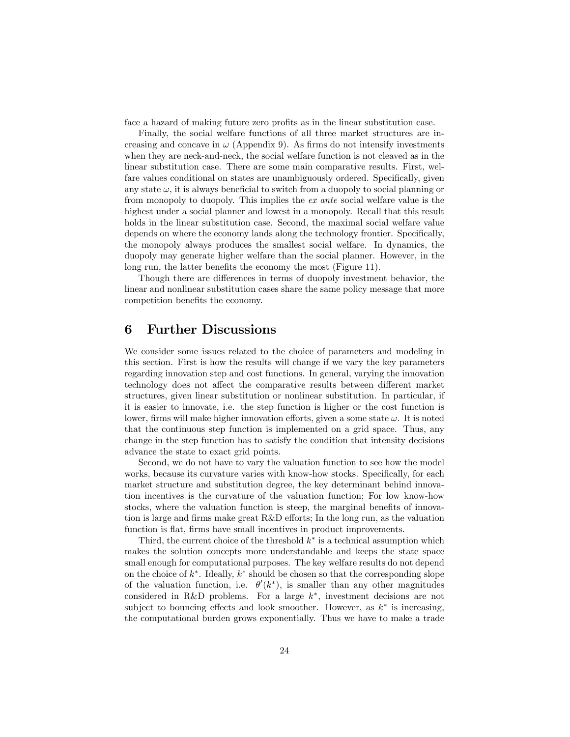face a hazard of making future zero profits as in the linear substitution case.

Finally, the social welfare functions of all three market structures are increasing and concave in $\omega$ (Appendix 9). As firms do not intensify investments when they are neck-and-neck, the social welfare function is not cleaved as in the linear substitution case. There are some main comparative results. First, welfare values conditional on states are unambiguously ordered. Specifically, given any state $\omega$, it is always beneficial to switch from a duopoly to social planning or from monopoly to duopoly. This implies the *ex ante* social welfare value is the highest under a social planner and lowest in a monopoly. Recall that this result holds in the linear substitution case. Second, the maximal social welfare value depends on where the economy lands along the technology frontier. Specifically, the monopoly always produces the smallest social welfare. In dynamics, the duopoly may generate higher welfare than the social planner. However, in the long run, the latter benefits the economy the most (Figure 11).

Though there are differences in terms of duopoly investment behavior, the linear and nonlinear substitution cases share the same policy message that more competition benefits the economy.

# 6 Further Discussions

We consider some issues related to the choice of parameters and modeling in this section. First is how the results will change if we vary the key parameters regarding innovation step and cost functions. In general, varying the innovation technology does not affect the comparative results between different market structures, given linear substitution or nonlinear substitution. In particular, if it is easier to innovate, i.e. the step function is higher or the cost function is lower, firms will make higher innovation efforts, given a some state $\omega$. It is noted that the continuous step function is implemented on a grid space. Thus, any change in the step function has to satisfy the condition that intensity decisions advance the state to exact grid points.

Second, we do not have to vary the valuation function to see how the model works, because its curvature varies with know-how stocks. Specifically, for each market structure and substitution degree, the key determinant behind innovation incentives is the curvature of the valuation function; For low know-how stocks, where the valuation function is steep, the marginal benefits of innovation is large and firms make great R&D efforts; In the long run, as the valuation function is flat, firms have small incentives in product improvements.

Third, the current choice of the threshold $k^*$ is a technical assumption which makes the solution concepts more understandable and keeps the state space small enough for computational purposes. The key welfare results do not depend on the choice of $k^*$. Ideally, $k^*$ should be chosen so that the corresponding slope of the valuation function, i.e. $\theta'(k^*)$, is smaller than any other magnitudes considered in R&D problems. For a large $k^*$, investment decisions are not subject to bouncing effects and look smoother. However, as $k^*$ is increasing, the computational burden grows exponentially. Thus we have to make a trade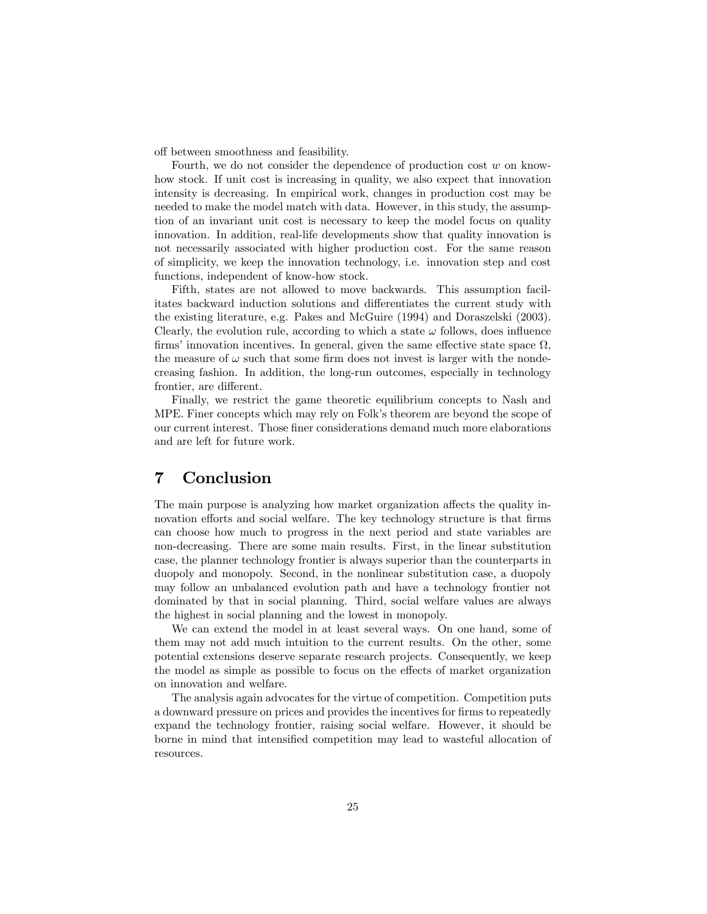off between smoothness and feasibility.

Fourth, we do not consider the dependence of production cost $w$ on know-how stock. If unit cost is increasing in quality, we also expect that innovation intensity is decreasing. In empirical work, changes in production cost may be needed to make the model match with data. However, in this study, the assumption of an invariant unit cost is necessary to keep the model focus on quality innovation. In addition, real-life developments show that quality innovation is not necessarily associated with higher production cost. For the same reason of simplicity, we keep the innovation technology, i.e. innovation step and cost functions, independent of know-how stock.

Fifth, states are not allowed to move backwards. This assumption facilitates backward induction solutions and differentiates the current study with the existing literature, e.g. Pakes and McGuire (1994) and Doraszelski (2003). Clearly, the evolution rule, according to which a state $\omega$ follows, does influence firms' innovation incentives. In general, given the same effective state space $\Omega$, the measure of $\omega$ such that some firm does not invest is larger with the nondecreasing fashion. In addition, the long-run outcomes, especially in technology frontier, are different.

Finally, we restrict the game theoretic equilibrium concepts to Nash and MPE. Finer concepts which may rely on Folk's theorem are beyond the scope of our current interest. Those finer considerations demand much more elaborations and are left for future work.

# 7 Conclusion

The main purpose is analyzing how market organization affects the quality innovation efforts and social welfare. The key technology structure is that firms can choose how much to progress in the next period and state variables are non-decreasing. There are some main results. First, in the linear substitution case, the planner technology frontier is always superior than the counterparts in duopoly and monopoly. Second, in the nonlinear substitution case, a duopoly may follow an unbalanced evolution path and have a technology frontier not dominated by that in social planning. Third, social welfare values are always the highest in social planning and the lowest in monopoly.

We can extend the model in at least several ways. On one hand, some of them may not add much intuition to the current results. On the other, some potential extensions deserve separate research projects. Consequently, we keep the model as simple as possible to focus on the effects of market organization on innovation and welfare.

The analysis again advocates for the virtue of competition. Competition puts a downward pressure on prices and provides the incentives for firms to repeatedly expand the technology frontier, raising social welfare. However, it should be borne in mind that intensified competition may lead to wasteful allocation of resources.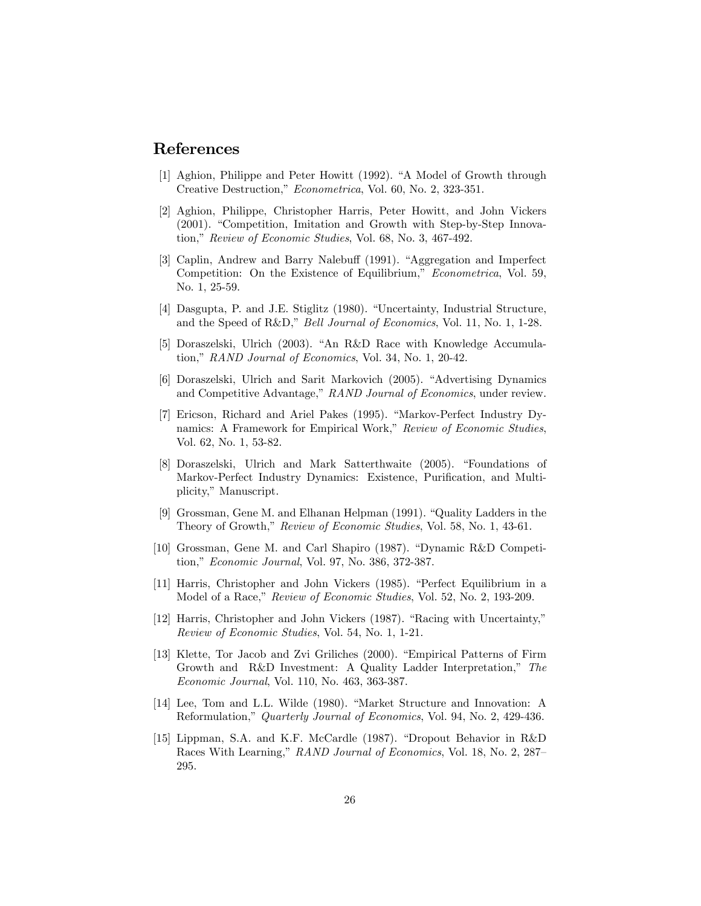## References

[1] Aghion, Philippe and Peter Howitt (1992). "A Model of Growth through Creative Destruction," *Econometrica*, Vol. 60, No. 2, 323-351.

[2] Aghion, Philippe, Christopher Harris, Peter Howitt, and John Vickers (2001). "Competition, Imitation and Growth with Step-by-Step Innovation," *Review of Economic Studies*, Vol. 68, No. 3, 467-492.

[3] Caplin, Andrew and Barry Nalebuff (1991). "Aggregation and Imperfect Competition: On the Existence of Equilibrium," *Econometrica*, Vol. 59, No. 1, 25-59.

[4] Dasgupta, P. and J.E. Stiglitz (1980). "Uncertainty, Industrial Structure, and the Speed of R&D," *Bell Journal of Economics*, Vol. 11, No. 1, 1-28.

[5] Doraszelski, Ulrich (2003). "An R&D Race with Knowledge Accumulation," *RAND Journal of Economics*, Vol. 34, No. 1, 20-42.

[6] Doraszelski, Ulrich and Sarit Markovich (2005). "Advertising Dynamics and Competitive Advantage," *RAND Journal of Economics*, under review.

[7] Ericson, Richard and Ariel Pakes (1995). "Markov-Perfect Industry Dynamics: A Framework for Empirical Work," *Review of Economic Studies*, Vol. 62, No. 1, 53-82.

[8] Doraszelski, Ulrich and Mark Satterthwaite (2005). "Foundations of Markov-Perfect Industry Dynamics: Existence, Purification, and Multiplicity," Manuscript.

[9] Grossman, Gene M. and Elhanan Helpman (1991). "Quality Ladders in the Theory of Growth," *Review of Economic Studies*, Vol. 58, No. 1, 43-61.

[10] Grossman, Gene M. and Carl Shapiro (1987). "Dynamic R&D Competition," *Economic Journal*, Vol. 97, No. 386, 372-387.

[11] Harris, Christopher and John Vickers (1985). "Perfect Equilibrium in a Model of a Race," *Review of Economic Studies*, Vol. 52, No. 2, 193-209.

[12] Harris, Christopher and John Vickers (1987). "Racing with Uncertainty," *Review of Economic Studies*, Vol. 54, No. 1, 1-21.

[13] Klette, Tor Jacob and Zvi Griliches (2000). "Empirical Patterns of Firm Growth and R&D Investment: A Quality Ladder Interpretation," *The Economic Journal*, Vol. 110, No. 463, 363-387.

[14] Lee, Tom and L.L. Wilde (1980). "Market Structure and Innovation: A Reformulation," *Quarterly Journal of Economics*, Vol. 94, No. 2, 429-436.

[15] Lippman, S.A. and K.F. McCardle (1987). "Dropout Behavior in R&D Races With Learning," *RAND Journal of Economics*, Vol. 18, No. 2, 287–295.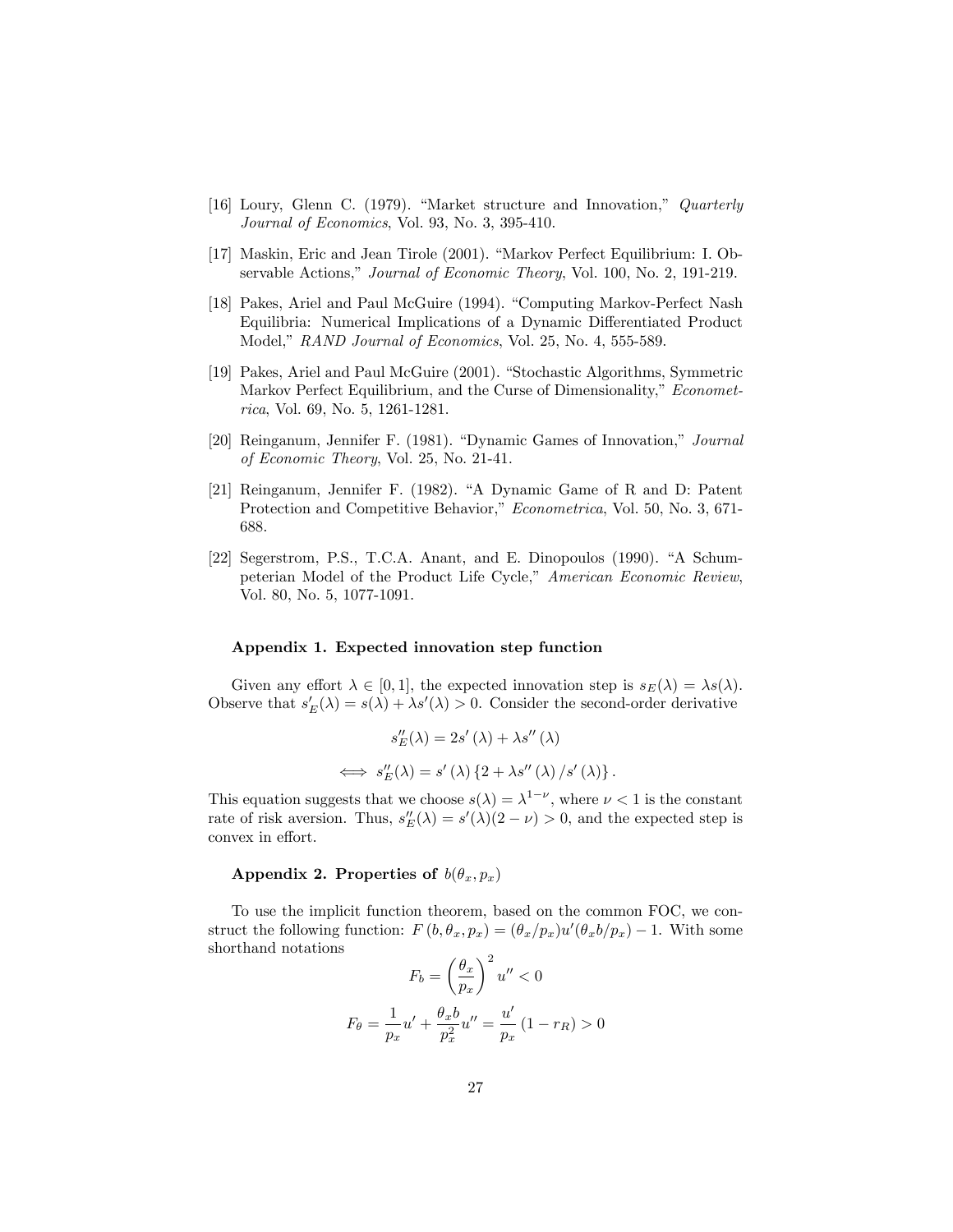[16] Loury, Glenn C. (1979). "Market structure and Innovation," *Quarterly Journal of Economics*, Vol. 93, No. 3, 395-410.

[17] Maskin, Eric and Jean Tirole (2001). "Markov Perfect Equilibrium: I. Observable Actions," *Journal of Economic Theory*, Vol. 100, No. 2, 191-219.

[18] Pakes, Ariel and Paul McGuire (1994). "Computing Markov-Perfect Nash Equilibria: Numerical Implications of a Dynamic Differentiated Product Model," *RAND Journal of Economics*, Vol. 25, No. 4, 555-589.

[19] Pakes, Ariel and Paul McGuire (2001). "Stochastic Algorithms, Symmetric Markov Perfect Equilibrium, and the Curse of Dimensionality," *Econometrica*, Vol. 69, No. 5, 1261-1281.

[20] Reinganum, Jennifer F. (1981). "Dynamic Games of Innovation," *Journal of Economic Theory*, Vol. 25, No. 21-41.

[21] Reinganum, Jennifer F. (1982). "A Dynamic Game of R and D: Patent Protection and Competitive Behavior," *Econometrica*, Vol. 50, No. 3, 671-688.

[22] Segerstrom, P.S., T.C.A. Anant, and E. Dinopoulos (1990). "A Schumpeterian Model of the Product Life Cycle," *American Economic Review*, Vol. 80, No. 5, 1077-1091.

### Appendix 1. Expected innovation step function

Given any effort $\lambda \in [0, 1]$, the expected innovation step is $s_E(\lambda) = \lambda s(\lambda)$. Observe that $s'_E(\lambda) = s(\lambda) + \lambda s'(\lambda) > 0$. Consider the second-order derivative

$$s''_E(\lambda) = 2s'(\lambda) + \lambda s''(\lambda)$$

$$\iff s''_E(\lambda) = s'(\lambda) \{2 + \lambda s''(\lambda) / s'(\lambda)\}.$$

This equation suggests that we choose $s(\lambda) = \lambda^{1-\nu}$, where $\nu < 1$ is the constant rate of risk aversion. Thus, $s''_E(\lambda) = s'(\lambda)(2 - \nu) > 0$, and the expected step is convex in effort.

### Appendix 2. Properties of $b(\theta_x, p_x)$

To use the implicit function theorem, based on the common FOC, we construct the following function: $F(b, \theta_x, p_x) = (\theta_x/p_x)u'(\theta_x b/p_x) - 1$. With some shorthand notations

$$F_b = \left(\frac{\theta_x}{p_x}\right)^2 u'' < 0$$

$$F_\theta = \frac{1}{p_x}u' + \frac{\theta_x b}{p_x^2}u'' = \frac{u'}{p_x}(1 - r_R) > 0$$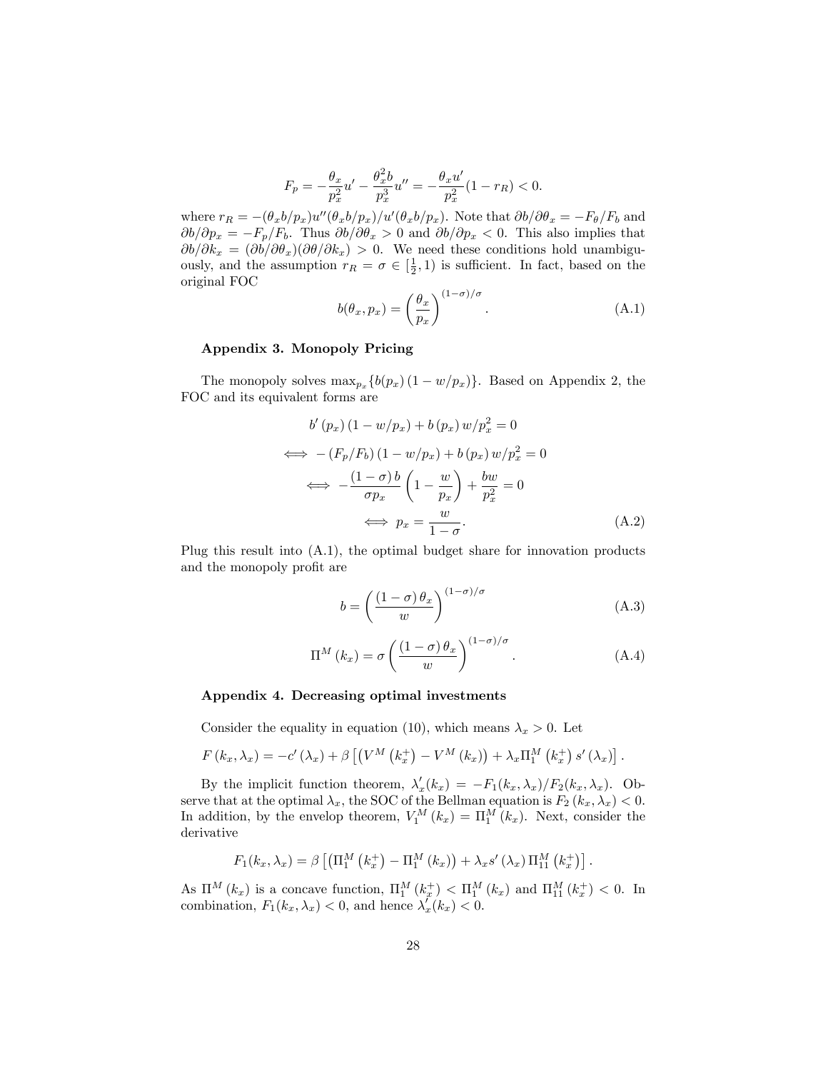$$F_p = -\frac{\theta_x}{p_x^2}u' - \frac{\theta_x^2 b}{p_x^3}u'' = -\frac{\theta_x u'}{p_x^2}(1 - r_R) < 0.$$

where $r_R = -(\theta_x b/p_x)u''(\theta_x b/p_x)/u'(\theta_x b/p_x)$. Note that $\partial b/\partial\theta_x = -F_\theta/F_b$ and $\partial b/\partial p_x = -F_p/F_b$. Thus $\partial b/\partial\theta_x > 0$ and $\partial b/\partial p_x < 0$. This also implies that $\partial b/\partial k_x = (\partial b/\partial\theta_x)(\partial\theta/\partial k_x) > 0$. We need these conditions hold unambiguously, and the assumption $r_R = \sigma \in [\frac{1}{2}, 1)$ is sufficient. In fact, based on the original FOC

$$b(\theta_x, p_x) = \left(\frac{\theta_x}{p_x}\right)^{(1-\sigma)/\sigma}. \tag{A.1}$$

**Appendix 3. Monopoly Pricing**

The monopoly solves $\max_{p_x}\{b(p_x)(1 - w/p_x)\}$. Based on Appendix 2, the FOC and its equivalent forms are

$$\begin{aligned}
& b'(p_x)(1 - w/p_x) + b(p_x)w/p_x^2 = 0 \\
\iff & -(F_p/F_b)(1 - w/p_x) + b(p_x)w/p_x^2 = 0 \\
\iff & -\frac{(1-\sigma)b}{\sigma p_x}\left(1 - \frac{w}{p_x}\right) + \frac{bw}{p_x^2} = 0 \\
\iff & p_x = \frac{w}{1-\sigma}.
\end{aligned} \tag{A.2}$$

Plug this result into (A.1), the optimal budget share for innovation products and the monopoly profit are

$$b = \left(\frac{(1-\sigma)\theta_x}{w}\right)^{(1-\sigma)/\sigma} \tag{A.3}$$

$$\Pi^M(k_x) = \sigma\left(\frac{(1-\sigma)\theta_x}{w}\right)^{(1-\sigma)/\sigma}. \tag{A.4}$$

**Appendix 4. Decreasing optimal investments**

Consider the equality in equation (10), which means $\lambda_x > 0$. Let

$$F(k_x, \lambda_x) = -c'(\lambda_x) + \beta\left[\left(V^M(k_x^+) - V^M(k_x)\right) + \lambda_x \Pi_1^M(k_x^+)s'(\lambda_x)\right].$$

By the implicit function theorem, $\lambda_x'(k_x) = -F_1(k_x, \lambda_x)/F_2(k_x, \lambda_x)$. Observe that at the optimal $\lambda_x$, the SOC of the Bellman equation is $F_2(k_x, \lambda_x) < 0$. In addition, by the envelop theorem, $V_1^M(k_x) = \Pi_1^M(k_x)$. Next, consider the derivative

$$F_1(k_x, \lambda_x) = \beta\left[\left(\Pi_1^M(k_x^+) - \Pi_1^M(k_x)\right) + \lambda_x s'(\lambda_x)\Pi_{11}^M(k_x^+)\right].$$

As $\Pi^M(k_x)$ is a concave function, $\Pi_1^M(k_x^+) < \Pi_1^M(k_x)$ and $\Pi_{11}^M(k_x^+) < 0$. In combination, $F_1(k_x, \lambda_x) < 0$, and hence $\lambda_x'(k_x) < 0$.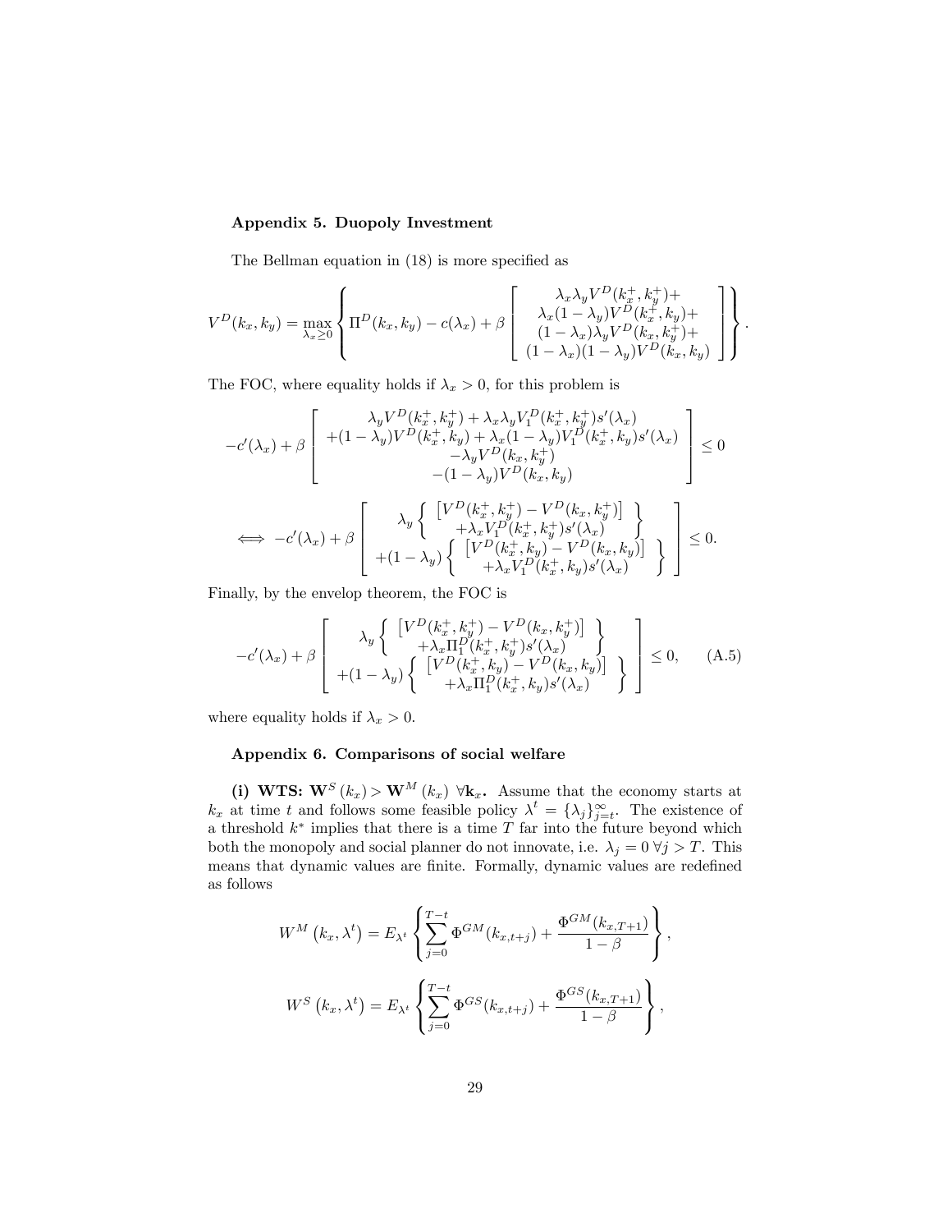### Appendix 5. Duopoly Investment

The Bellman equation in (18) is more specified as

$$V^D(k_x, k_y) = \max_{\lambda_x \geq 0} \left\{ \Pi^D(k_x, k_y) - c(\lambda_x) + \beta \left[ \begin{array}{c} \lambda_x \lambda_y V^D(k_x^+, k_y^+) + \\ \lambda_x (1-\lambda_y) V^D(k_x^+, k_y) + \\ (1-\lambda_x)\lambda_y V^D(k_x, k_y^+) + \\ (1-\lambda_x)(1-\lambda_y) V^D(k_x, k_y) \end{array} \right] \right\}.$$

The FOC, where equality holds if $\lambda_x > 0$, for this problem is

$$-c'(\lambda_x) + \beta \left[ \begin{array}{c} \lambda_y V^D(k_x^+, k_y^+) + \lambda_x \lambda_y V_1^D(k_x^+, k_y^+) s'(\lambda_x) \\ +(1-\lambda_y) V^D(k_x^+, k_y) + \lambda_x (1-\lambda_y) V_1^D(k_x^+, k_y) s'(\lambda_x) \\ -\lambda_y V^D(k_x, k_y^+) \\ -(1-\lambda_y) V^D(k_x, k_y) \end{array} \right] \leq 0$$

$$\iff -c'(\lambda_x) + \beta \left[ \begin{array}{c} \lambda_y \left\{ \begin{array}{c} \left[ V^D(k_x^+, k_y^+) - V^D(k_x, k_y^+) \right] \\ +\lambda_x V_1^D(k_x^+, k_y^+) s'(\lambda_x) \end{array} \right\} \\ +(1-\lambda_y) \left\{ \begin{array}{c} \left[ V^D(k_x^+, k_y) - V^D(k_x, k_y) \right] \\ +\lambda_x V_1^D(k_x^+, k_y) s'(\lambda_x) \end{array} \right\} \end{array} \right] \leq 0.$$

Finally, by the envelop theorem, the FOC is

$$-c'(\lambda_x) + \beta \left[ \begin{array}{c} \lambda_y \left\{ \begin{array}{c} \left[ V^D(k_x^+, k_y^+) - V^D(k_x, k_y^+) \right] \\ +\lambda_x \Pi_1^D(k_x^+, k_y^+) s'(\lambda_x) \end{array} \right\} \\ +(1-\lambda_y) \left\{ \begin{array}{c} \left[ V^D(k_x^+, k_y) - V^D(k_x, k_y) \right] \\ +\lambda_x \Pi_1^D(k_x^+, k_y) s'(\lambda_x) \end{array} \right\} \end{array} \right] \leq 0, \qquad \text{(A.5)}$$

where equality holds if $\lambda_x > 0$.

### Appendix 6. Comparisons of social welfare

**(i) WTS: $\mathbf{W}^S(k_x) > \mathbf{W}^M(k_x)$ $\forall \mathbf{k}_x$.** Assume that the economy starts at $k_x$ at time $t$ and follows some feasible policy $\lambda^t = \{\lambda_j\}_{j=t}^{\infty}$. The existence of a threshold $k^*$ implies that there is a time $T$ far into the future beyond which both the monopoly and social planner do not innovate, i.e. $\lambda_j = 0 \; \forall j > T$. This means that dynamic values are finite. Formally, dynamic values are redefined as follows

$$W^M\left(k_x, \lambda^t\right) = E_{\lambda^t}\left\{ \sum_{j=0}^{T-t} \Phi^{GM}(k_{x,t+j}) + \frac{\Phi^{GM}(k_{x,T+1})}{1-\beta} \right\},$$

$$W^S\left(k_x, \lambda^t\right) = E_{\lambda^t}\left\{ \sum_{j=0}^{T-t} \Phi^{GS}(k_{x,t+j}) + \frac{\Phi^{GS}(k_{x,T+1})}{1-\beta} \right\},$$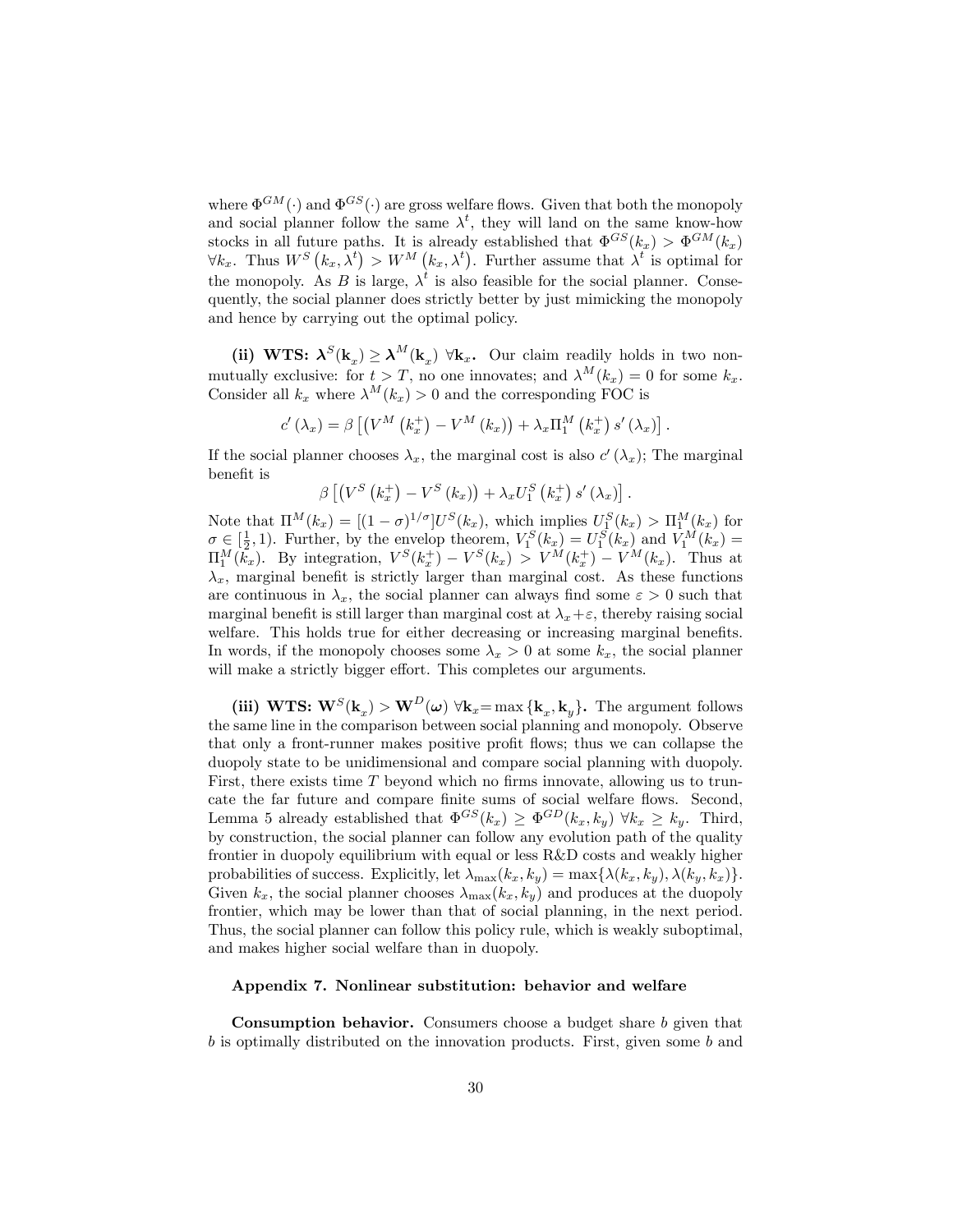where $\Phi^{GM}(\cdot)$ and $\Phi^{GS}(\cdot)$ are gross welfare flows. Given that both the monopoly and social planner follow the same $\lambda^t$, they will land on the same know-how stocks in all future paths. It is already established that $\Phi^{GS}(k_x) > \Phi^{GM}(k_x)$ $\forall k_x$. Thus $W^S(k_x, \lambda^t) > W^M(k_x, \lambda^t)$. Further assume that $\lambda^t$ is optimal for the monopoly. As $B$ is large, $\lambda^t$ is also feasible for the social planner. Consequently, the social planner does strictly better by just mimicking the monopoly and hence by carrying out the optimal policy.

**(ii) WTS: $\boldsymbol{\lambda}^S(\mathbf{k}_x) \geq \boldsymbol{\lambda}^M(\mathbf{k}_x)$ $\forall \mathbf{k}_x$.** Our claim readily holds in two non-mutually exclusive: for $t > T$, no one innovates; and $\lambda^M(k_x) = 0$ for some $k_x$. Consider all $k_x$ where $\lambda^M(k_x) > 0$ and the corresponding FOC is

$$c'(\lambda_x) = \beta\left[\left(V^M\left(k_x^+\right) - V^M(k_x)\right) + \lambda_x \Pi_1^M\left(k_x^+\right) s'(\lambda_x)\right].$$

If the social planner chooses $\lambda_x$, the marginal cost is also $c'(\lambda_x)$; The marginal benefit is

$$\beta\left[\left(V^S\left(k_x^+\right) - V^S(k_x)\right) + \lambda_x U_1^S\left(k_x^+\right) s'(\lambda_x)\right].$$

Note that $\Pi^M(k_x) = [(1-\sigma)^{1/\sigma}]U^S(k_x)$, which implies $U_1^S(k_x) > \Pi_1^M(k_x)$ for $\sigma \in [\frac{1}{2}, 1)$. Further, by the envelop theorem, $V_1^S(k_x) = U_1^S(k_x)$ and $V_1^M(k_x) = \Pi_1^M(k_x)$. By integration, $V^S(k_x^+) - V^S(k_x) > V^M(k_x^+) - V^M(k_x)$. Thus at $\lambda_x$, marginal benefit is strictly larger than marginal cost. As these functions are continuous in $\lambda_x$, the social planner can always find some $\varepsilon > 0$ such that marginal benefit is still larger than marginal cost at $\lambda_x + \varepsilon$, thereby raising social welfare. This holds true for either decreasing or increasing marginal benefits. In words, if the monopoly chooses some $\lambda_x > 0$ at some $k_x$, the social planner will make a strictly bigger effort. This completes our arguments.

**(iii) WTS: $\mathbf{W}^S(\mathbf{k}_x) > \mathbf{W}^D(\boldsymbol{\omega})$ $\forall \mathbf{k}_x = \max\{\mathbf{k}_x, \mathbf{k}_y\}$.** The argument follows the same line in the comparison between social planning and monopoly. Observe that only a front-runner makes positive profit flows; thus we can collapse the duopoly state to be unidimensional and compare social planning with duopoly. First, there exists time $T$ beyond which no firms innovate, allowing us to truncate the far future and compare finite sums of social welfare flows. Second, Lemma 5 already established that $\Phi^{GS}(k_x) \geq \Phi^{GD}(k_x, k_y)$ $\forall k_x \geq k_y$. Third, by construction, the social planner can follow any evolution path of the quality frontier in duopoly equilibrium with equal or less R&D costs and weakly higher probabilities of success. Explicitly, let $\lambda_{\max}(k_x, k_y) = \max\{\lambda(k_x, k_y), \lambda(k_y, k_x)\}$. Given $k_x$, the social planner chooses $\lambda_{\max}(k_x, k_y)$ and produces at the duopoly frontier, which may be lower than that of social planning, in the next period. Thus, the social planner can follow this policy rule, which is weakly suboptimal, and makes higher social welfare than in duopoly.

### Appendix 7. Nonlinear substitution: behavior and welfare

**Consumption behavior.** Consumers choose a budget share $b$ given that $b$ is optimally distributed on the innovation products. First, given some $b$ and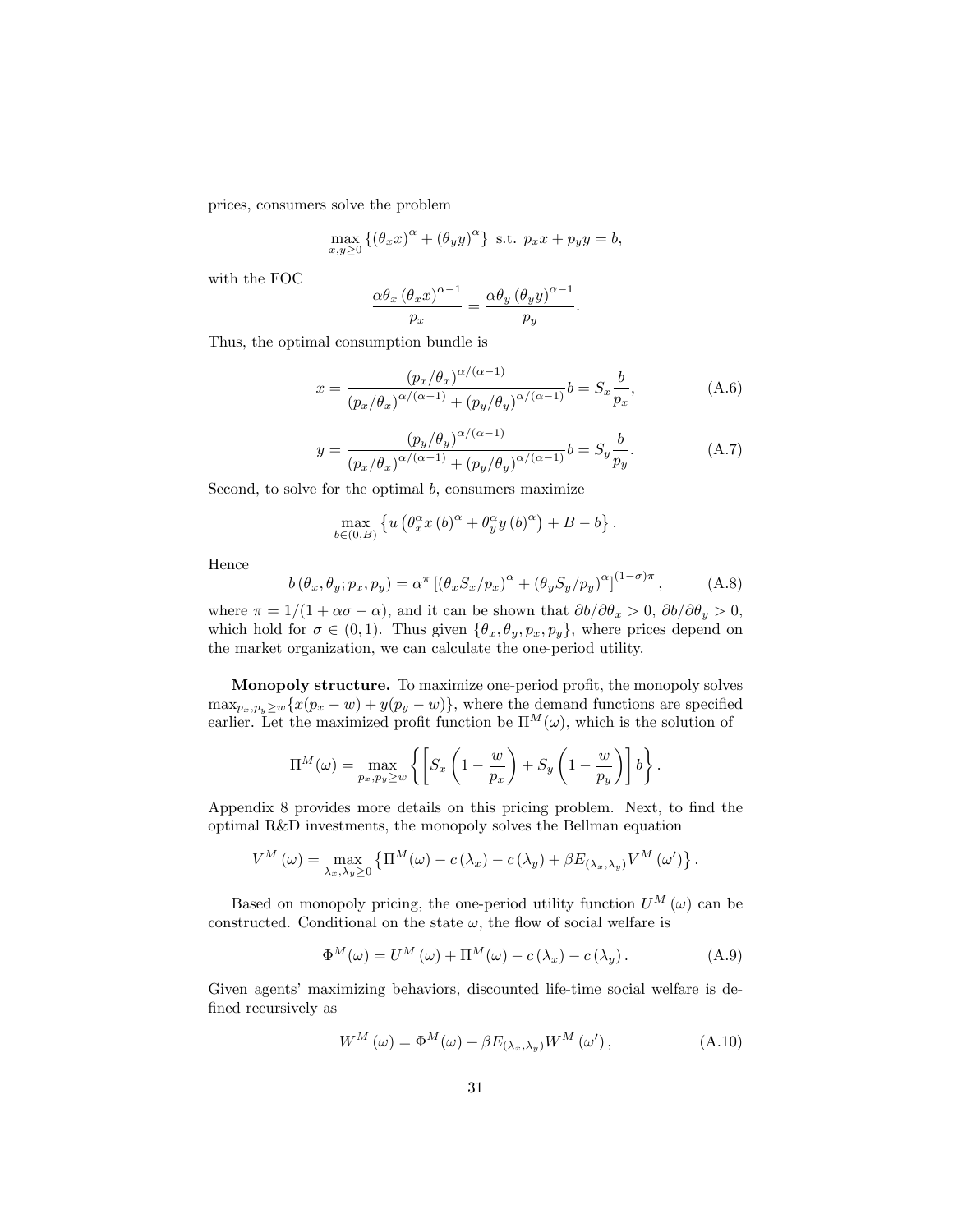prices, consumers solve the problem

$$\max_{x,y\geq 0}\left\{(\theta_x x)^\alpha + (\theta_y y)^\alpha\right\} \text{ s.t. } p_x x + p_y y = b,$$

with the FOC

$$\frac{\alpha\theta_x\left(\theta_x x\right)^{\alpha-1}}{p_x} = \frac{\alpha\theta_y\left(\theta_y y\right)^{\alpha-1}}{p_y}.$$

Thus, the optimal consumption bundle is

$$x = \frac{\left(p_x/\theta_x\right)^{\alpha/(\alpha-1)}}{\left(p_x/\theta_x\right)^{\alpha/(\alpha-1)} + \left(p_y/\theta_y\right)^{\alpha/(\alpha-1)}} b = S_x\frac{b}{p_x}, \tag{A.6}$$

$$y = \frac{\left(p_y/\theta_y\right)^{\alpha/(\alpha-1)}}{\left(p_x/\theta_x\right)^{\alpha/(\alpha-1)} + \left(p_y/\theta_y\right)^{\alpha/(\alpha-1)}} b = S_y\frac{b}{p_y}. \tag{A.7}$$

Second, to solve for the optimal $b$, consumers maximize

$$\max_{b\in(0,B)}\left\{u\left(\theta_x^\alpha x\left(b\right)^\alpha + \theta_y^\alpha y\left(b\right)^\alpha\right) + B - b\right\}.$$

Hence

$$b\left(\theta_x,\theta_y;p_x,p_y\right) = \alpha^\pi\left[\left(\theta_x S_x/p_x\right)^\alpha + \left(\theta_y S_y/p_y\right)^\alpha\right]^{(1-\sigma)\pi}, \tag{A.8}$$

where $\pi = 1/(1+\alpha\sigma-\alpha)$, and it can be shown that $\partial b/\partial\theta_x > 0$, $\partial b/\partial\theta_y > 0$, which hold for $\sigma\in(0,1)$. Thus given $\{\theta_x,\theta_y,p_x,p_y\}$, where prices depend on the market organization, we can calculate the one-period utility.

**Monopoly structure.** To maximize one-period profit, the monopoly solves $\max_{p_x,p_y\geq w}\{x(p_x-w)+y(p_y-w)\}$, where the demand functions are specified earlier. Let the maximized profit function be $\Pi^M(\omega)$, which is the solution of

$$\Pi^M(\omega) = \max_{p_x,p_y\geq w}\left\{\left[S_x\left(1-\frac{w}{p_x}\right) + S_y\left(1-\frac{w}{p_y}\right)\right]b\right\}.$$

Appendix 8 provides more details on this pricing problem. Next, to find the optimal R&D investments, the monopoly solves the Bellman equation

$$V^M\left(\omega\right) = \max_{\lambda_x,\lambda_y\geq 0}\left\{\Pi^M(\omega) - c\left(\lambda_x\right) - c\left(\lambda_y\right) + \beta E_{\left(\lambda_x,\lambda_y\right)}V^M\left(\omega'\right)\right\}.$$

Based on monopoly pricing, the one-period utility function $U^M\left(\omega\right)$ can be constructed. Conditional on the state $\omega$, the flow of social welfare is

$$\Phi^M(\omega) = U^M\left(\omega\right) + \Pi^M(\omega) - c\left(\lambda_x\right) - c\left(\lambda_y\right). \tag{A.9}$$

Given agents' maximizing behaviors, discounted life-time social welfare is defined recursively as

$$W^M\left(\omega\right) = \Phi^M(\omega) + \beta E_{\left(\lambda_x,\lambda_y\right)}W^M\left(\omega'\right), \tag{A.10}$$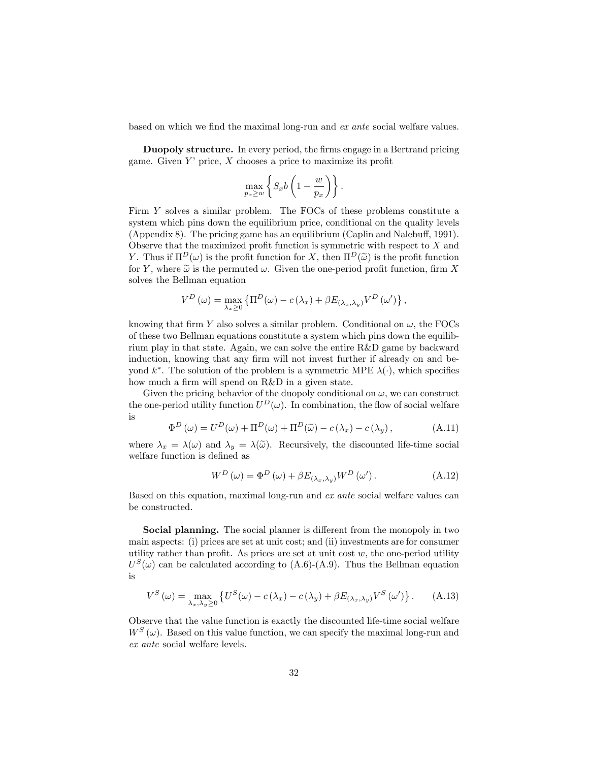based on which we find the maximal long-run and *ex ante* social welfare values.

**Duopoly structure.** In every period, the firms engage in a Bertrand pricing game. Given $Y$' price, $X$ chooses a price to maximize its profit

$$\max_{p_x \geq w} \left\{ S_x b \left(1 - \frac{w}{p_x}\right) \right\}.$$

Firm $Y$ solves a similar problem. The FOCs of these problems constitute a system which pins down the equilibrium price, conditional on the quality levels (Appendix 8). The pricing game has an equilibrium (Caplin and Nalebuff, 1991). Observe that the maximized profit function is symmetric with respect to $X$ and $Y$. Thus if $\Pi^D(\omega)$ is the profit function for $X$, then $\Pi^D(\widetilde{\omega})$ is the profit function for $Y$, where $\widetilde{\omega}$ is the permuted $\omega$. Given the one-period profit function, firm $X$ solves the Bellman equation

$$V^D(\omega) = \max_{\lambda_x \geq 0} \left\{ \Pi^D(\omega) - c(\lambda_x) + \beta E_{(\lambda_x, \lambda_y)} V^D(\omega') \right\},$$

knowing that firm $Y$ also solves a similar problem. Conditional on $\omega$, the FOCs of these two Bellman equations constitute a system which pins down the equilibrium play in that state. Again, we can solve the entire R&D game by backward induction, knowing that any firm will not invest further if already on and beyond $k^*$. The solution of the problem is a symmetric MPE $\lambda(\cdot)$, which specifies how much a firm will spend on R&D in a given state.

Given the pricing behavior of the duopoly conditional on $\omega$, we can construct the one-period utility function $U^D(\omega)$. In combination, the flow of social welfare is

$$\Phi^D(\omega) = U^D(\omega) + \Pi^D(\omega) + \Pi^D(\widetilde{\omega}) - c(\lambda_x) - c(\lambda_y), \tag{A.11}$$

where $\lambda_x = \lambda(\omega)$ and $\lambda_y = \lambda(\widetilde{\omega})$. Recursively, the discounted life-time social welfare function is defined as

$$W^D(\omega) = \Phi^D(\omega) + \beta E_{(\lambda_x, \lambda_y)} W^D(\omega'). \tag{A.12}$$

Based on this equation, maximal long-run and *ex ante* social welfare values can be constructed.

**Social planning.** The social planner is different from the monopoly in two main aspects: (i) prices are set at unit cost; and (ii) investments are for consumer utility rather than profit. As prices are set at unit cost $w$, the one-period utility $U^S(\omega)$ can be calculated according to (A.6)-(A.9). Thus the Bellman equation is

$$V^S(\omega) = \max_{\lambda_x, \lambda_y \geq 0} \left\{ U^S(\omega) - c(\lambda_x) - c(\lambda_y) + \beta E_{(\lambda_x, \lambda_y)} V^S(\omega') \right\}. \tag{A.13}$$

Observe that the value function is exactly the discounted life-time social welfare $W^S(\omega)$. Based on this value function, we can specify the maximal long-run and *ex ante* social welfare levels.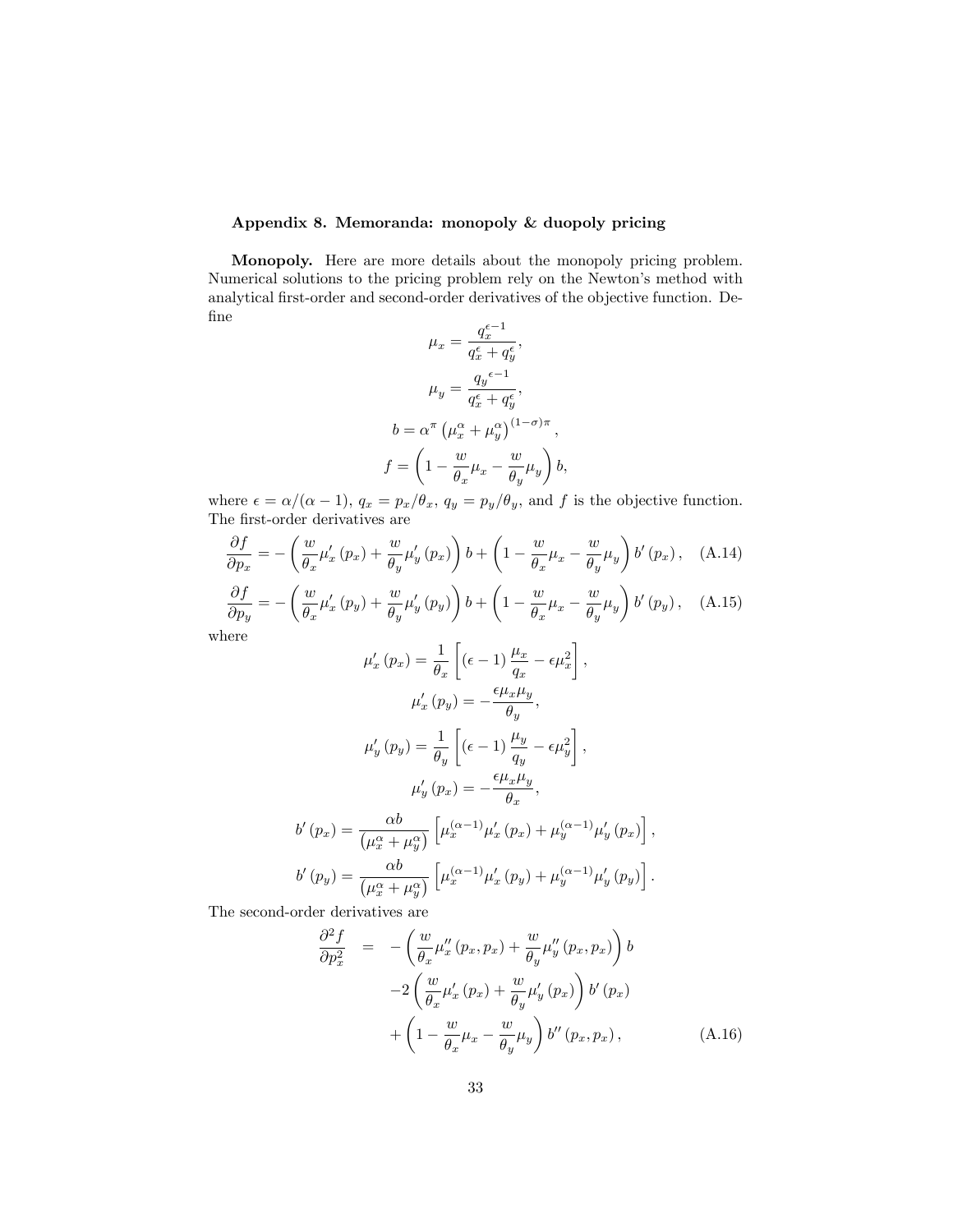### Appendix 8. Memoranda: monopoly & duopoly pricing

**Monopoly.** Here are more details about the monopoly pricing problem. Numerical solutions to the pricing problem rely on the Newton's method with analytical first-order and second-order derivatives of the objective function. Define

$$\mu_x = \frac{q_x^{\epsilon-1}}{q_x^\epsilon + q_y^\epsilon},$$

$$\mu_y = \frac{{q_y}^{\epsilon-1}}{q_x^\epsilon + q_y^\epsilon},$$

$$b = \alpha^\pi \left(\mu_x^\alpha + \mu_y^\alpha\right)^{(1-\sigma)\pi},$$

$$f = \left(1 - \frac{w}{\theta_x}\mu_x - \frac{w}{\theta_y}\mu_y\right) b,$$

where $\epsilon = \alpha/(\alpha-1)$, $q_x = p_x/\theta_x$, $q_y = p_y/\theta_y$, and $f$ is the objective function. The first-order derivatives are

$$\frac{\partial f}{\partial p_x} = -\left(\frac{w}{\theta_x}\mu_x'(p_x) + \frac{w}{\theta_y}\mu_y'(p_x)\right) b + \left(1 - \frac{w}{\theta_x}\mu_x - \frac{w}{\theta_y}\mu_y\right) b'(p_x), \quad \text{(A.14)}$$

$$\frac{\partial f}{\partial p_y} = -\left(\frac{w}{\theta_x}\mu_x'(p_y) + \frac{w}{\theta_y}\mu_y'(p_y)\right) b + \left(1 - \frac{w}{\theta_x}\mu_x - \frac{w}{\theta_y}\mu_y\right) b'(p_y), \quad \text{(A.15)}$$

where

$$\mu_x'(p_x) = \frac{1}{\theta_x}\left[(\epsilon-1)\frac{\mu_x}{q_x} - \epsilon\mu_x^2\right],$$

$$\mu_x'(p_y) = -\frac{\epsilon\mu_x\mu_y}{\theta_y},$$

$$\mu_y'(p_y) = \frac{1}{\theta_y}\left[(\epsilon-1)\frac{\mu_y}{q_y} - \epsilon\mu_y^2\right],$$

$$\mu_y'(p_x) = -\frac{\epsilon\mu_x\mu_y}{\theta_x},$$

$$b'(p_x) = \frac{\alpha b}{\left(\mu_x^\alpha + \mu_y^\alpha\right)}\left[\mu_x^{(\alpha-1)}\mu_x'(p_x) + \mu_y^{(\alpha-1)}\mu_y'(p_x)\right],$$

$$b'(p_y) = \frac{\alpha b}{\left(\mu_x^\alpha + \mu_y^\alpha\right)}\left[\mu_x^{(\alpha-1)}\mu_x'(p_y) + \mu_y^{(\alpha-1)}\mu_y'(p_y)\right].$$

The second-order derivatives are

$$\begin{aligned}
\frac{\partial^2 f}{\partial p_x^2} \quad = \quad & -\left(\frac{w}{\theta_x}\mu_x''(p_x, p_x) + \frac{w}{\theta_y}\mu_y''(p_x, p_x)\right) b \\
& -2\left(\frac{w}{\theta_x}\mu_x'(p_x) + \frac{w}{\theta_y}\mu_y'(p_x)\right) b'(p_x) \\
& + \left(1 - \frac{w}{\theta_x}\mu_x - \frac{w}{\theta_y}\mu_y\right) b''(p_x, p_x),
\end{aligned} \quad \text{(A.16)}$$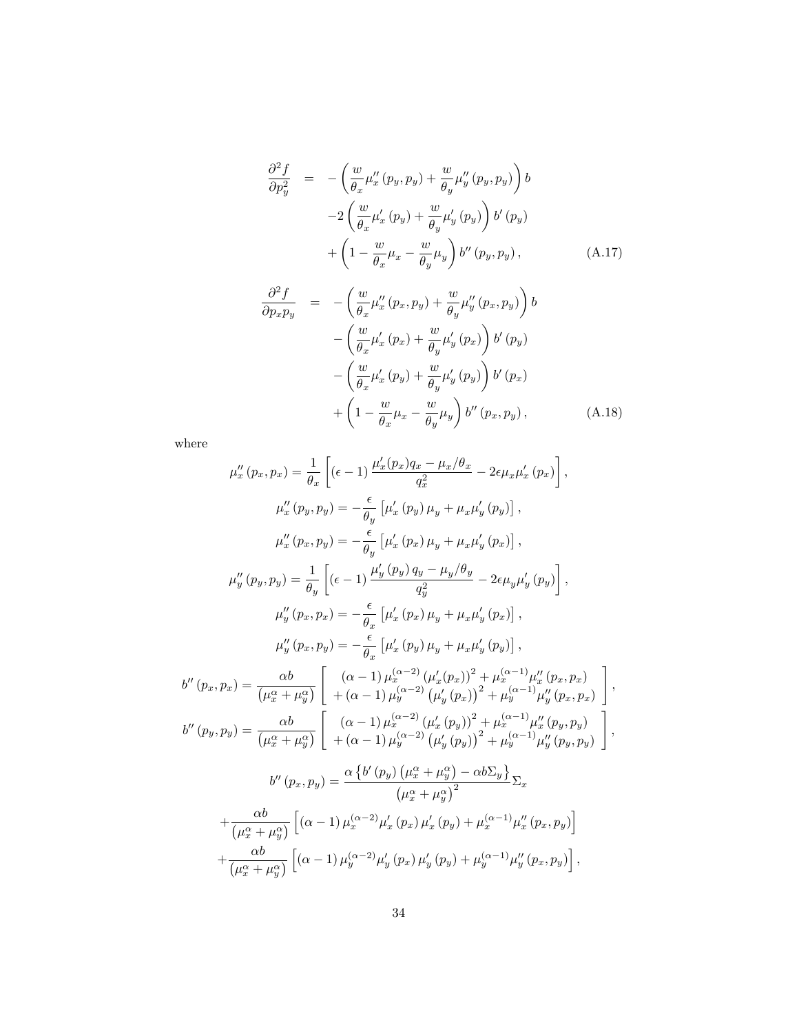$$
\begin{aligned}
\frac{\partial^2 f}{\partial p_y^2} \quad = \quad & -\left(\frac{w}{\theta_x}\mu_x''(p_y,p_y)+\frac{w}{\theta_y}\mu_y''(p_y,p_y)\right)b \\
& -2\left(\frac{w}{\theta_x}\mu_x'(p_y)+\frac{w}{\theta_y}\mu_y'(p_y)\right)b'(p_y) \\
& +\left(1-\frac{w}{\theta_x}\mu_x-\frac{w}{\theta_y}\mu_y\right)b''(p_y,p_y),
\end{aligned} \tag{A.17}
$$

$$
\begin{aligned}
\frac{\partial^2 f}{\partial p_x p_y} \quad = \quad & -\left(\frac{w}{\theta_x}\mu_x''(p_x,p_y)+\frac{w}{\theta_y}\mu_y''(p_x,p_y)\right)b \\
& -\left(\frac{w}{\theta_x}\mu_x'(p_x)+\frac{w}{\theta_y}\mu_y'(p_x)\right)b'(p_y) \\
& -\left(\frac{w}{\theta_x}\mu_x'(p_y)+\frac{w}{\theta_y}\mu_y'(p_y)\right)b'(p_x) \\
& +\left(1-\frac{w}{\theta_x}\mu_x-\frac{w}{\theta_y}\mu_y\right)b''(p_x,p_y),
\end{aligned} \tag{A.18}
$$

where

$$
\mu_x''(p_x,p_x)=\frac{1}{\theta_x}\left[(\epsilon-1)\frac{\mu_x'(p_x)q_x-\mu_x/\theta_x}{q_x^2}-2\epsilon\mu_x\mu_x'(p_x)\right],
$$

$$
\mu_x''(p_y,p_y)=-\frac{\epsilon}{\theta_y}\left[\mu_x'(p_y)\mu_y+\mu_x\mu_y'(p_y)\right],
$$

$$
\mu_x''(p_x,p_y)=-\frac{\epsilon}{\theta_y}\left[\mu_x'(p_x)\mu_y+\mu_x\mu_y'(p_x)\right],
$$

$$
\mu_y''(p_y,p_y)=\frac{1}{\theta_y}\left[(\epsilon-1)\frac{\mu_y'(p_y)q_y-\mu_y/\theta_y}{q_y^2}-2\epsilon\mu_y\mu_y'(p_y)\right],
$$

$$
\mu_y''(p_x,p_x)=-\frac{\epsilon}{\theta_x}\left[\mu_x'(p_x)\mu_y+\mu_x\mu_y'(p_x)\right],
$$

$$
\mu_y''(p_x,p_y)=-\frac{\epsilon}{\theta_x}\left[\mu_x'(p_y)\mu_y+\mu_x\mu_y'(p_y)\right],
$$

$$
b''(p_x,p_x)=\frac{\alpha b}{\left(\mu_x^\alpha+\mu_y^\alpha\right)}\left[\begin{array}{c}(\alpha-1)\mu_x^{(\alpha-2)}\left(\mu_x'(p_x)\right)^2+\mu_x^{(\alpha-1)}\mu_x''(p_x,p_x)\\ +(\alpha-1)\mu_y^{(\alpha-2)}\left(\mu_y'(p_x)\right)^2+\mu_y^{(\alpha-1)}\mu_y''(p_x,p_x)\end{array}\right],
$$

$$
b''(p_y,p_y)=\frac{\alpha b}{\left(\mu_x^\alpha+\mu_y^\alpha\right)}\left[\begin{array}{c}(\alpha-1)\mu_x^{(\alpha-2)}\left(\mu_x'(p_y)\right)^2+\mu_x^{(\alpha-1)}\mu_x''(p_y,p_y)\\ +(\alpha-1)\mu_y^{(\alpha-2)}\left(\mu_y'(p_y)\right)^2+\mu_y^{(\alpha-1)}\mu_y''(p_y,p_y)\end{array}\right],
$$

$$
\begin{aligned}
b''(p_x,p_y)=&\frac{\alpha\left\{b'(p_y)\left(\mu_x^\alpha+\mu_y^\alpha\right)-\alpha b\Sigma_y\right\}}{\left(\mu_x^\alpha+\mu_y^\alpha\right)^2}\Sigma_x \\
&+\frac{\alpha b}{\left(\mu_x^\alpha+\mu_y^\alpha\right)}\left[(\alpha-1)\mu_x^{(\alpha-2)}\mu_x'(p_x)\mu_x'(p_y)+\mu_x^{(\alpha-1)}\mu_x''(p_x,p_y)\right] \\
&+\frac{\alpha b}{\left(\mu_x^\alpha+\mu_y^\alpha\right)}\left[(\alpha-1)\mu_y^{(\alpha-2)}\mu_y'(p_x)\mu_y'(p_y)+\mu_y^{(\alpha-1)}\mu_y''(p_x,p_y)\right],
\end{aligned}
$$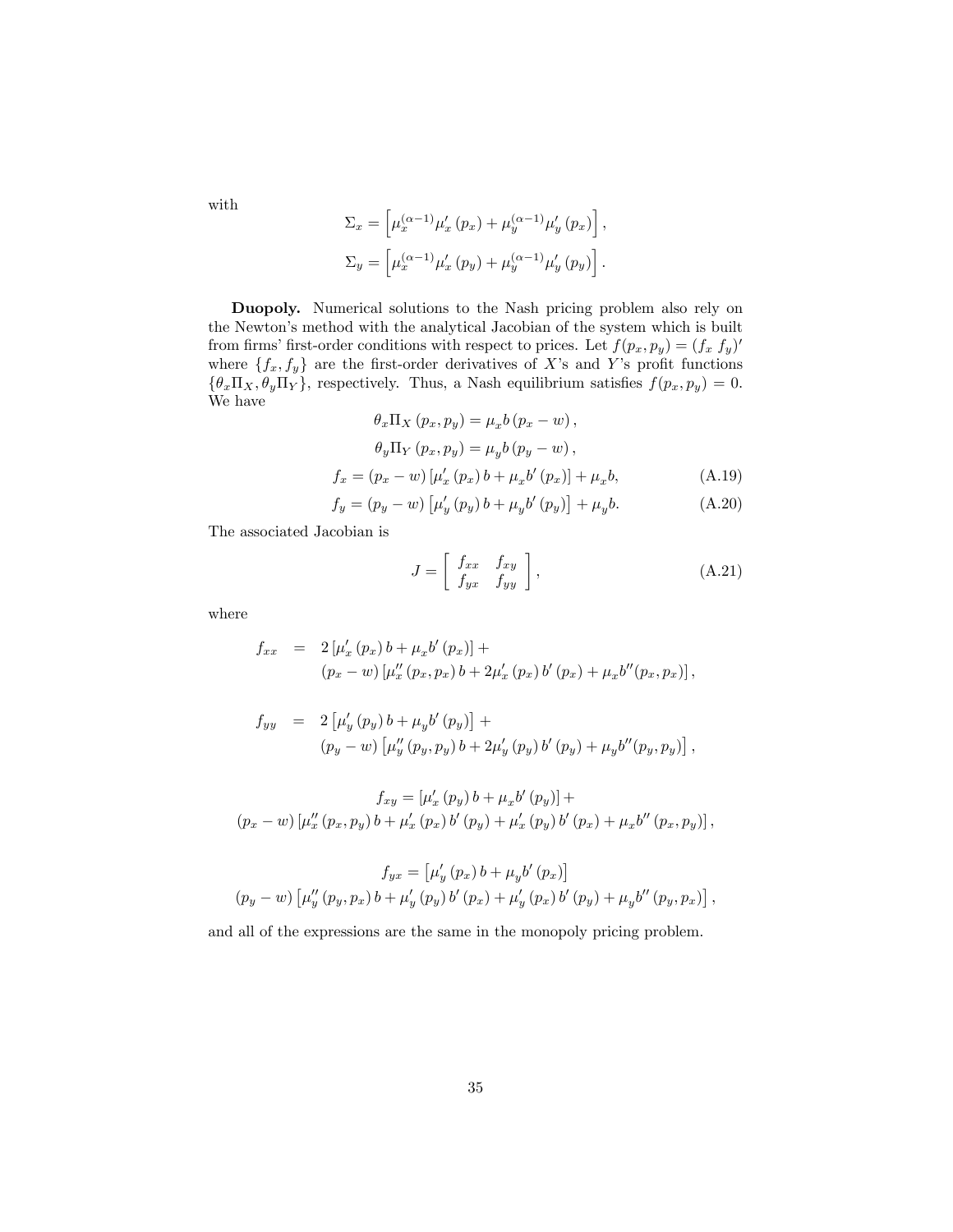with

$$\Sigma_x = \left[\mu_x^{(\alpha-1)}\mu_x'(p_x) + \mu_y^{(\alpha-1)}\mu_y'(p_x)\right],$$

$$\Sigma_y = \left[\mu_x^{(\alpha-1)}\mu_x'(p_y) + \mu_y^{(\alpha-1)}\mu_y'(p_y)\right].$$

**Duopoly.** Numerical solutions to the Nash pricing problem also rely on the Newton's method with the analytical Jacobian of the system which is built from firms' first-order conditions with respect to prices. Let $f(p_x, p_y) = (f_x\ f_y)'$ where $\{f_x, f_y\}$ are the first-order derivatives of $X$'s and $Y$'s profit functions $\{\theta_x \Pi_X, \theta_y \Pi_Y\}$, respectively. Thus, a Nash equilibrium satisfies $f(p_x, p_y) = 0$. We have

$$\theta_x \Pi_X(p_x, p_y) = \mu_x b(p_x - w),$$

$$\theta_y \Pi_Y(p_x, p_y) = \mu_y b(p_y - w),$$

$$f_x = (p_x - w)\left[\mu_x'(p_x)b + \mu_x b'(p_x)\right] + \mu_x b, \tag{A.19}$$

$$f_y = (p_y - w)\left[\mu_y'(p_y)b + \mu_y b'(p_y)\right] + \mu_y b. \tag{A.20}$$

The associated Jacobian is

$$J = \begin{bmatrix} f_{xx} & f_{xy} \\ f_{yx} & f_{yy} \end{bmatrix}, \tag{A.21}$$

where

$$\begin{aligned} f_{xx} \;=\;& 2\left[\mu_x'(p_x)b + \mu_x b'(p_x)\right] + \\ & (p_x - w)\left[\mu_x''(p_x, p_x)b + 2\mu_x'(p_x)b'(p_x) + \mu_x b''(p_x, p_x)\right], \end{aligned}$$

$$\begin{aligned} f_{yy} \;=\;& 2\left[\mu_y'(p_y)b + \mu_y b'(p_y)\right] + \\ & (p_y - w)\left[\mu_y''(p_y, p_y)b + 2\mu_y'(p_y)b'(p_y) + \mu_y b''(p_y, p_y)\right], \end{aligned}$$

$$\begin{gathered} f_{xy} = \left[\mu_x'(p_y)b + \mu_x b'(p_y)\right] + \\ (p_x - w)\left[\mu_x''(p_x, p_y)b + \mu_x'(p_x)b'(p_y) + \mu_x'(p_y)b'(p_x) + \mu_x b''(p_x, p_y)\right], \end{gathered}$$

$$\begin{gathered} f_{yx} = \left[\mu_y'(p_x)b + \mu_y b'(p_x)\right] \\ (p_y - w)\left[\mu_y''(p_y, p_x)b + \mu_y'(p_y)b'(p_x) + \mu_y'(p_x)b'(p_y) + \mu_y b''(p_y, p_x)\right], \end{gathered}$$

and all of the expressions are the same in the monopoly pricing problem.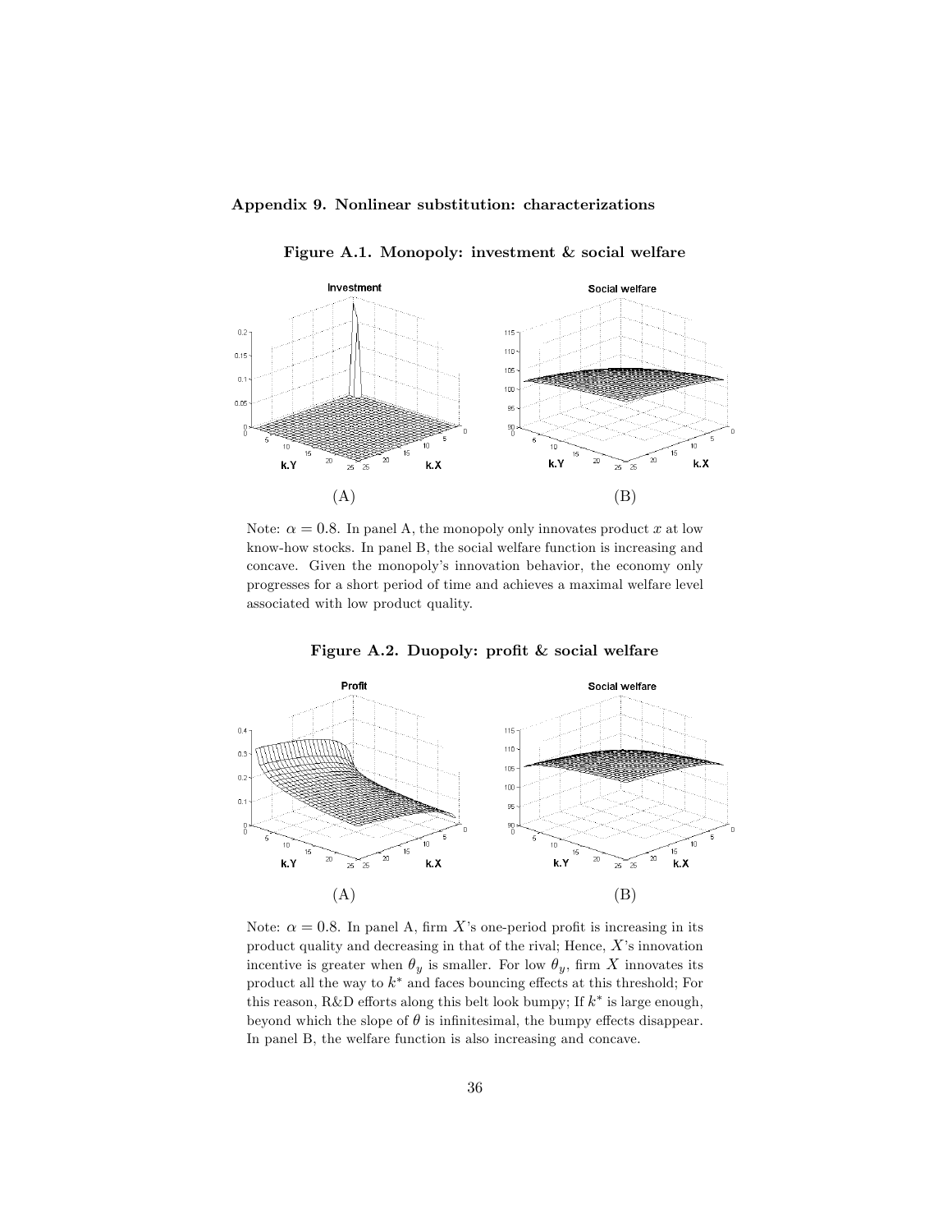### Appendix 9. Nonlinear substitution: characterizations

**Figure A.1. Monopoly: investment & social welfare**

(A) (B)

Note: $\alpha = 0.8$. In panel A, the monopoly only innovates product $x$ at low know-how stocks. In panel B, the social welfare function is increasing and concave. Given the monopoly's innovation behavior, the economy only progresses for a short period of time and achieves a maximal welfare level associated with low product quality.

**Figure A.2. Duopoly: profit & social welfare**

(A) (B)

Note: $\alpha = 0.8$. In panel A, firm $X$'s one-period profit is increasing in its product quality and decreasing in that of the rival; Hence, $X$'s innovation incentive is greater when $\theta_y$ is smaller. For low $\theta_y$, firm $X$ innovates its product all the way to $k^*$ and faces bouncing effects at this threshold; For this reason, R&D efforts along this belt look bumpy; If $k^*$ is large enough, beyond which the slope of $\theta$ is infinitesimal, the bumpy effects disappear. In panel B, the welfare function is also increasing and concave.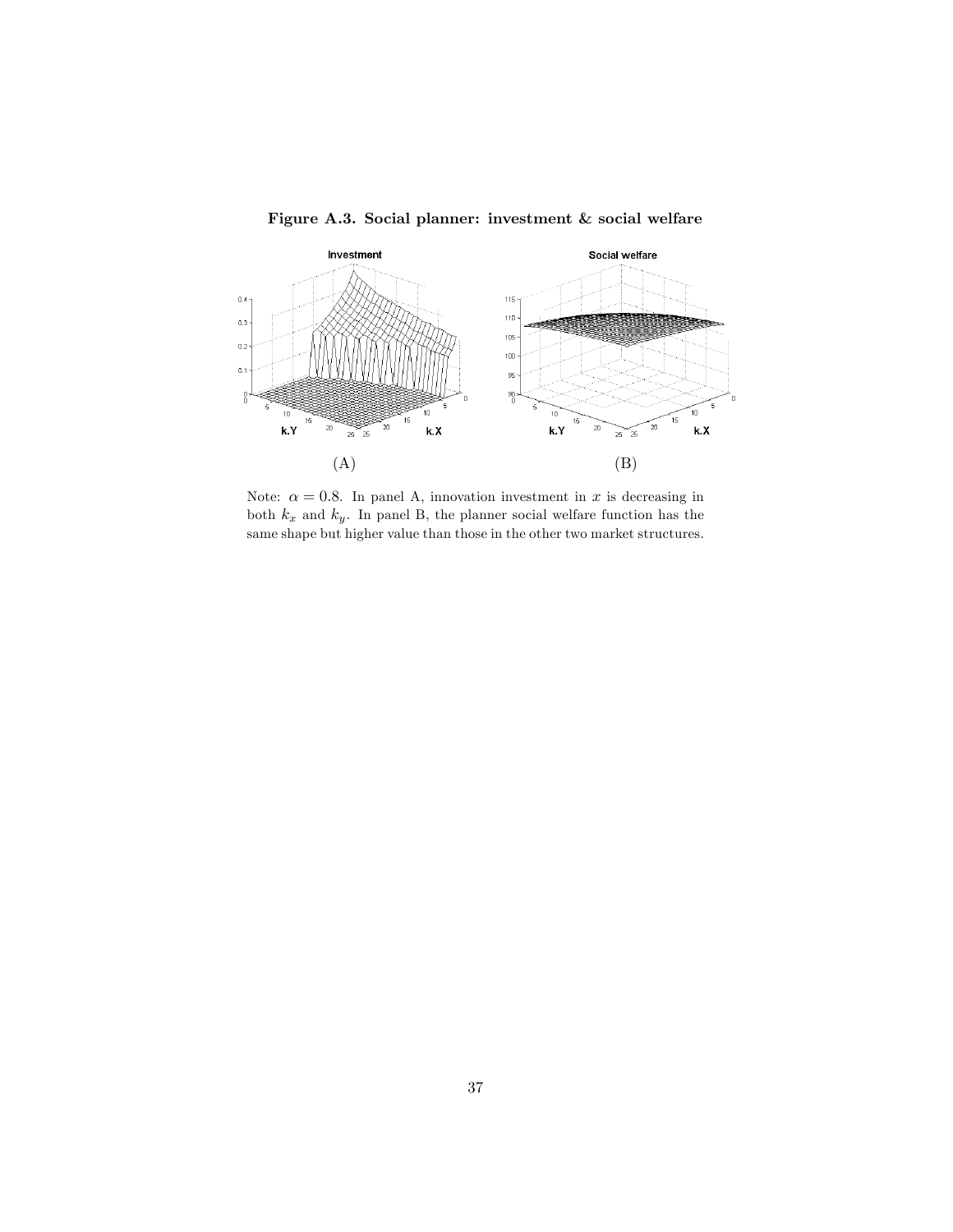**Figure A.3. Social planner: investment & social welfare**

Investment

0.4
0.3
0.2
0.1
0

k.Y 0 5 10 15 20 25

k.X 0 5 10 15 20 25

Social welfare

115
110
105
100
95
90

k.Y 0 5 10 15 20 25

k.X 0 5 10 15 20 25

(A) (B)

Note: $\alpha = 0.8$. In panel A, innovation investment in $x$ is decreasing in both $k_x$ and $k_y$. In panel B, the planner social welfare function has the same shape but higher value than those in the other two market structures.